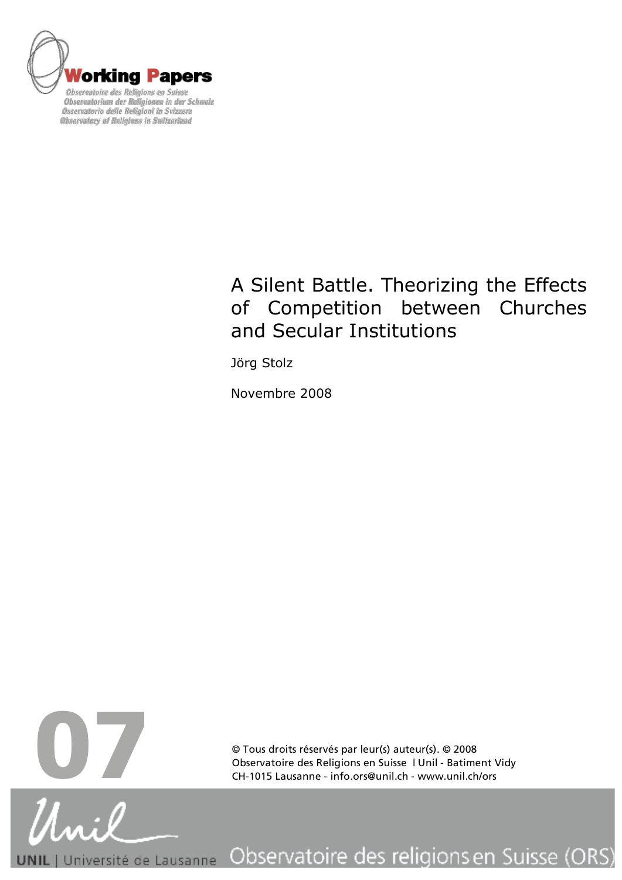Working Papers

Observatoire des Religions en Suisse
Observatorium der Religionen in der Schweiz
Osservatorio delle Religioni in Svizzera
Observatory of Religions in Switzerland

# A Silent Battle. Theorizing the Effects of Competition between Churches and Secular Institutions

Jörg Stolz

Novembre 2008

07

© Tous droits réservés par leur(s) auteur(s). © 2008
Observatoire des Religions en Suisse l Unil - Batiment Vidy
CH-1015 Lausanne - info.ors@unil.ch - www.unil.ch/ors

UNIL | Université de Lausanne Observatoire des religions en Suisse (ORS)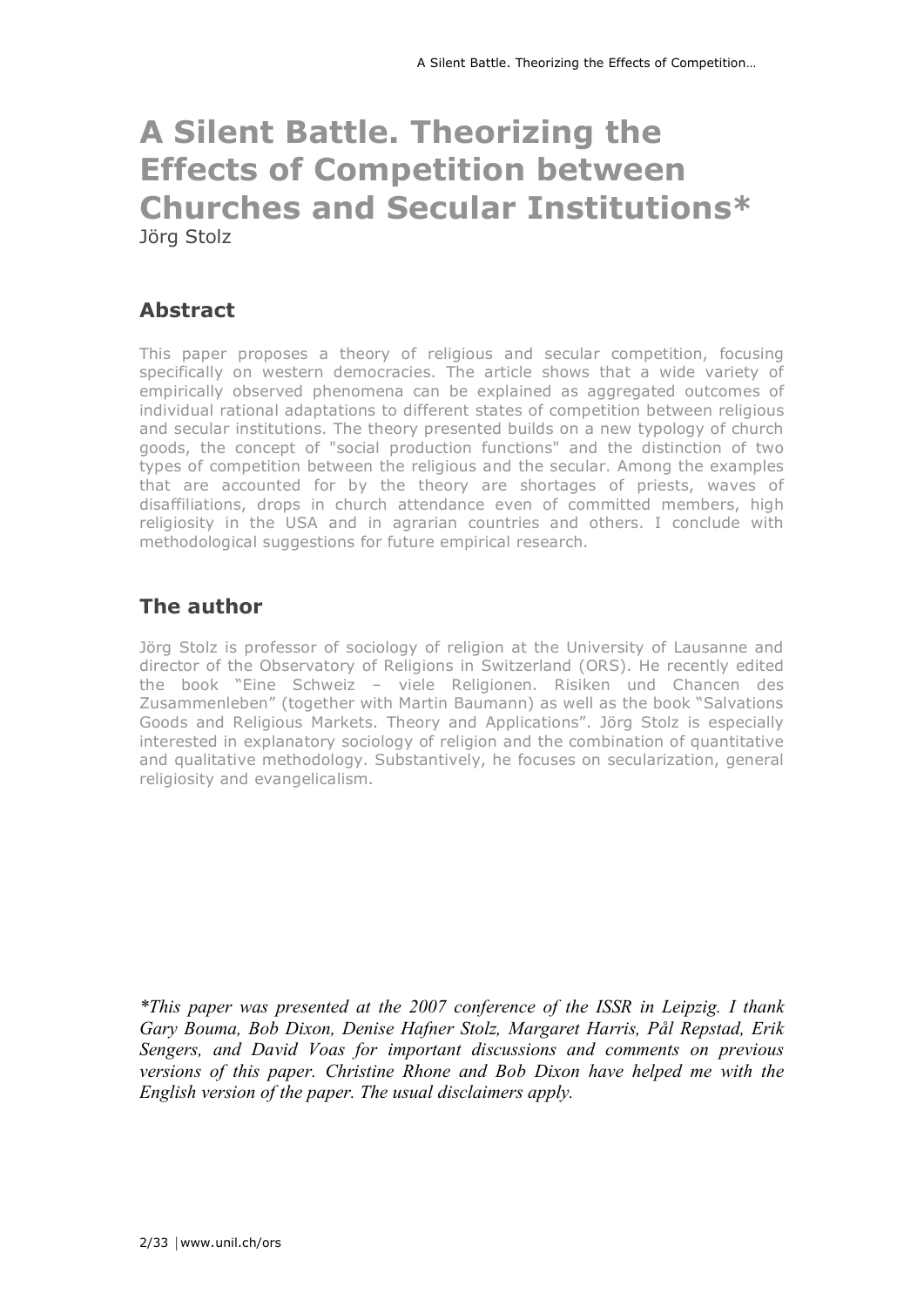# A Silent Battle. Theorizing the Effects of Competition between Churches and Secular Institutions*

Jörg Stolz

## Abstract

This paper proposes a theory of religious and secular competition, focusing specifically on western democracies. The article shows that a wide variety of empirically observed phenomena can be explained as aggregated outcomes of individual rational adaptations to different states of competition between religious and secular institutions. The theory presented builds on a new typology of church goods, the concept of "social production functions" and the distinction of two types of competition between the religious and the secular. Among the examples that are accounted for by the theory are shortages of priests, waves of disaffiliations, drops in church attendance even of committed members, high religiosity in the USA and in agrarian countries and others. I conclude with methodological suggestions for future empirical research.

## The author

Jörg Stolz is professor of sociology of religion at the University of Lausanne and director of the Observatory of Religions in Switzerland (ORS). He recently edited the book "Eine Schweiz – viele Religionen. Risiken und Chancen des Zusammenleben" (together with Martin Baumann) as well as the book "Salvations Goods and Religious Markets. Theory and Applications". Jörg Stolz is especially interested in explanatory sociology of religion and the combination of quantitative and qualitative methodology. Substantively, he focuses on secularization, general religiosity and evangelicalism.

*\*This paper was presented at the 2007 conference of the ISSR in Leipzig. I thank Gary Bouma, Bob Dixon, Denise Hafner Stolz, Margaret Harris, Pål Repstad, Erik Sengers, and David Voas for important discussions and comments on previous versions of this paper. Christine Rhone and Bob Dixon have helped me with the English version of the paper. The usual disclaimers apply.*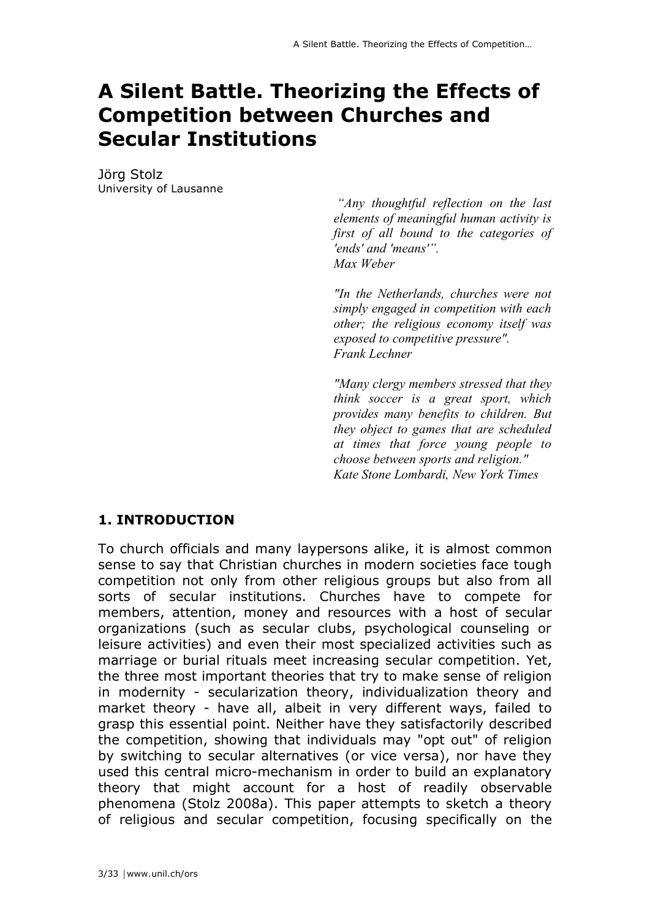# A Silent Battle. Theorizing the Effects of Competition between Churches and Secular Institutions

Jörg Stolz
University of Lausanne

> *"Any thoughtful reflection on the last elements of meaningful human activity is first of all bound to the categories of 'ends' and 'means'".*
> *Max Weber*

> *"In the Netherlands, churches were not simply engaged in competition with each other; the religious economy itself was exposed to competitive pressure".*
> *Frank Lechner*

> *"Many clergy members stressed that they think soccer is a great sport, which provides many benefits to children. But they object to games that are scheduled at times that force young people to choose between sports and religion."*
> *Kate Stone Lombardi, New York Times*

## 1. INTRODUCTION

To church officials and many laypersons alike, it is almost common sense to say that Christian churches in modern societies face tough competition not only from other religious groups but also from all sorts of secular institutions. Churches have to compete for members, attention, money and resources with a host of secular organizations (such as secular clubs, psychological counseling or leisure activities) and even their most specialized activities such as marriage or burial rituals meet increasing secular competition. Yet, the three most important theories that try to make sense of religion in modernity - secularization theory, individualization theory and market theory - have all, albeit in very different ways, failed to grasp this essential point. Neither have they satisfactorily described the competition, showing that individuals may "opt out" of religion by switching to secular alternatives (or vice versa), nor have they used this central micro-mechanism in order to build an explanatory theory that might account for a host of readily observable phenomena (Stolz 2008a). This paper attempts to sketch a theory of religious and secular competition, focusing specifically on the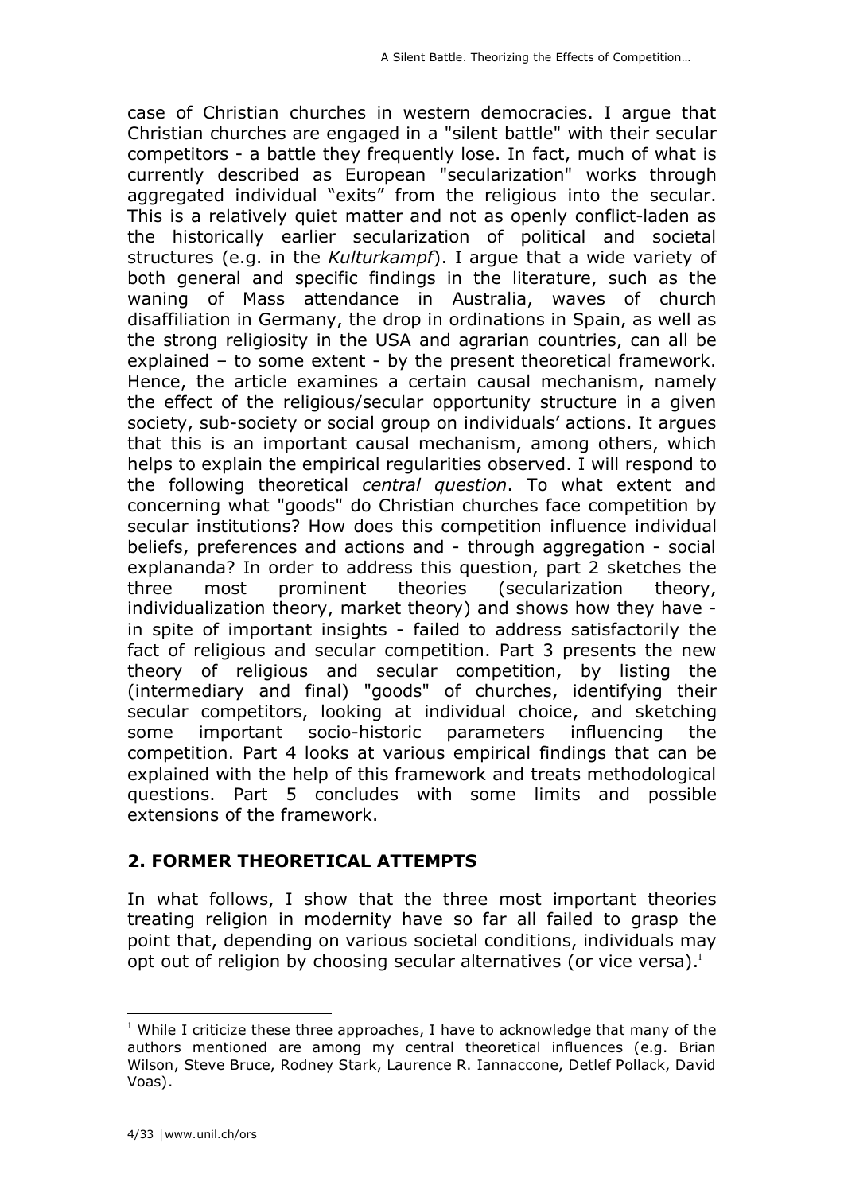case of Christian churches in western democracies. I argue that Christian churches are engaged in a "silent battle" with their secular competitors - a battle they frequently lose. In fact, much of what is currently described as European "secularization" works through aggregated individual "exits" from the religious into the secular. This is a relatively quiet matter and not as openly conflict-laden as the historically earlier secularization of political and societal structures (e.g. in the *Kulturkampf*). I argue that a wide variety of both general and specific findings in the literature, such as the waning of Mass attendance in Australia, waves of church disaffiliation in Germany, the drop in ordinations in Spain, as well as the strong religiosity in the USA and agrarian countries, can all be explained – to some extent - by the present theoretical framework. Hence, the article examines a certain causal mechanism, namely the effect of the religious/secular opportunity structure in a given society, sub-society or social group on individuals' actions. It argues that this is an important causal mechanism, among others, which helps to explain the empirical regularities observed. I will respond to the following theoretical *central question*. To what extent and concerning what "goods" do Christian churches face competition by secular institutions? How does this competition influence individual beliefs, preferences and actions and - through aggregation - social explananda? In order to address this question, part 2 sketches the three most prominent theories (secularization theory, individualization theory, market theory) and shows how they have - in spite of important insights - failed to address satisfactorily the fact of religious and secular competition. Part 3 presents the new theory of religious and secular competition, by listing the (intermediary and final) "goods" of churches, identifying their secular competitors, looking at individual choice, and sketching some important socio-historic parameters influencing the competition. Part 4 looks at various empirical findings that can be explained with the help of this framework and treats methodological questions. Part 5 concludes with some limits and possible extensions of the framework.

## 2. FORMER THEORETICAL ATTEMPTS

In what follows, I show that the three most important theories treating religion in modernity have so far all failed to grasp the point that, depending on various societal conditions, individuals may opt out of religion by choosing secular alternatives (or vice versa).[1]

[1] While I criticize these three approaches, I have to acknowledge that many of the authors mentioned are among my central theoretical influences (e.g. Brian Wilson, Steve Bruce, Rodney Stark, Laurence R. Iannaccone, Detlef Pollack, David Voas).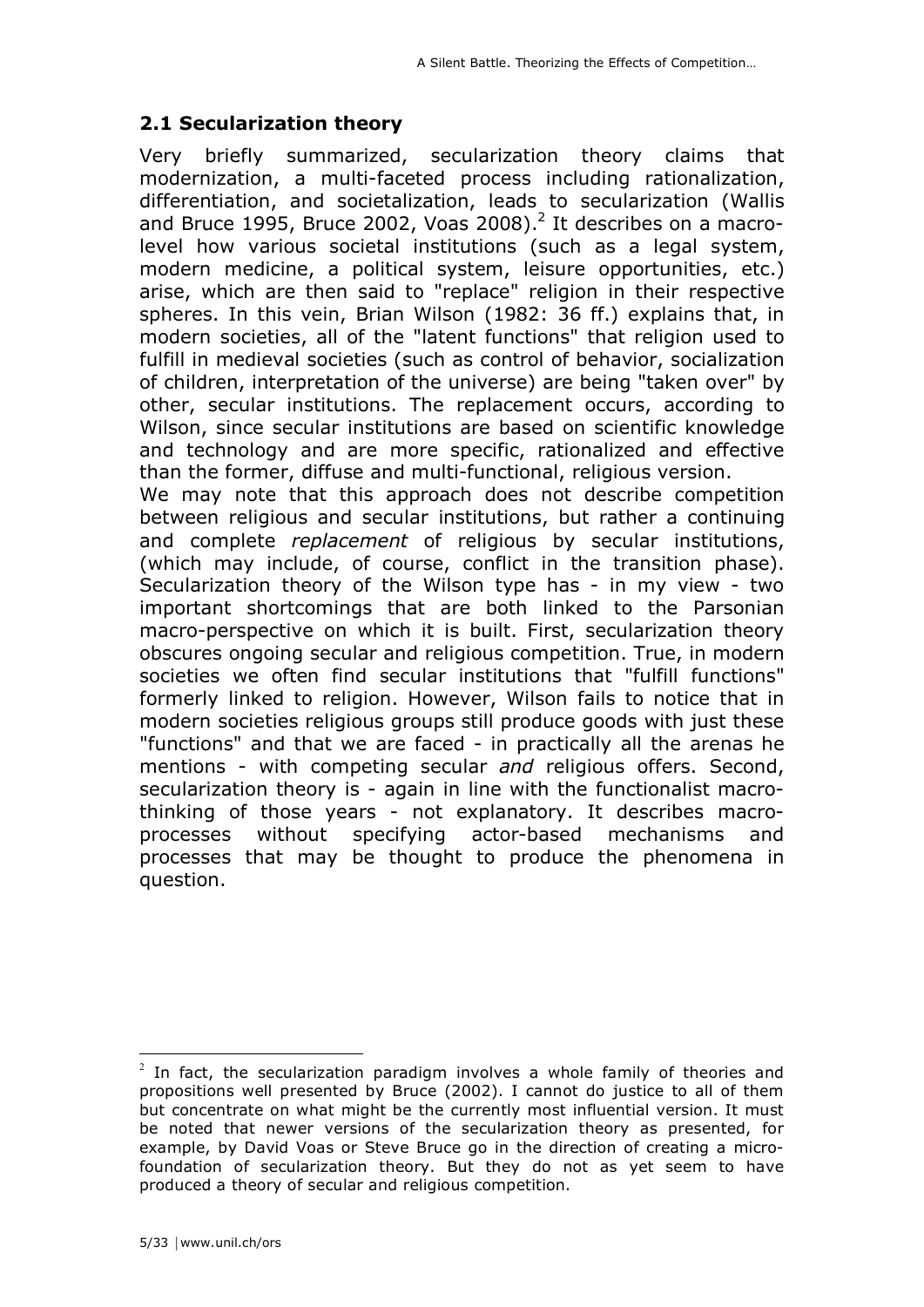## 2.1 Secularization theory

Very briefly summarized, secularization theory claims that modernization, a multi-faceted process including rationalization, differentiation, and societalization, leads to secularization (Wallis and Bruce 1995, Bruce 2002, Voas 2008).[2] It describes on a macro-level how various societal institutions (such as a legal system, modern medicine, a political system, leisure opportunities, etc.) arise, which are then said to "replace" religion in their respective spheres. In this vein, Brian Wilson (1982: 36 ff.) explains that, in modern societies, all of the "latent functions" that religion used to fulfill in medieval societies (such as control of behavior, socialization of children, interpretation of the universe) are being "taken over" by other, secular institutions. The replacement occurs, according to Wilson, since secular institutions are based on scientific knowledge and technology and are more specific, rationalized and effective than the former, diffuse and multi-functional, religious version.

We may note that this approach does not describe competition between religious and secular institutions, but rather a continuing and complete *replacement* of religious by secular institutions, (which may include, of course, conflict in the transition phase). Secularization theory of the Wilson type has - in my view - two important shortcomings that are both linked to the Parsonian macro-perspective on which it is built. First, secularization theory obscures ongoing secular and religious competition. True, in modern societies we often find secular institutions that "fulfill functions" formerly linked to religion. However, Wilson fails to notice that in modern societies religious groups still produce goods with just these "functions" and that we are faced - in practically all the arenas he mentions - with competing secular *and* religious offers. Second, secularization theory is - again in line with the functionalist macro-thinking of those years - not explanatory. It describes macro-processes without specifying actor-based mechanisms and processes that may be thought to produce the phenomena in question.

---

[2] In fact, the secularization paradigm involves a whole family of theories and propositions well presented by Bruce (2002). I cannot do justice to all of them but concentrate on what might be the currently most influential version. It must be noted that newer versions of the secularization theory as presented, for example, by David Voas or Steve Bruce go in the direction of creating a micro-foundation of secularization theory. But they do not as yet seem to have produced a theory of secular and religious competition.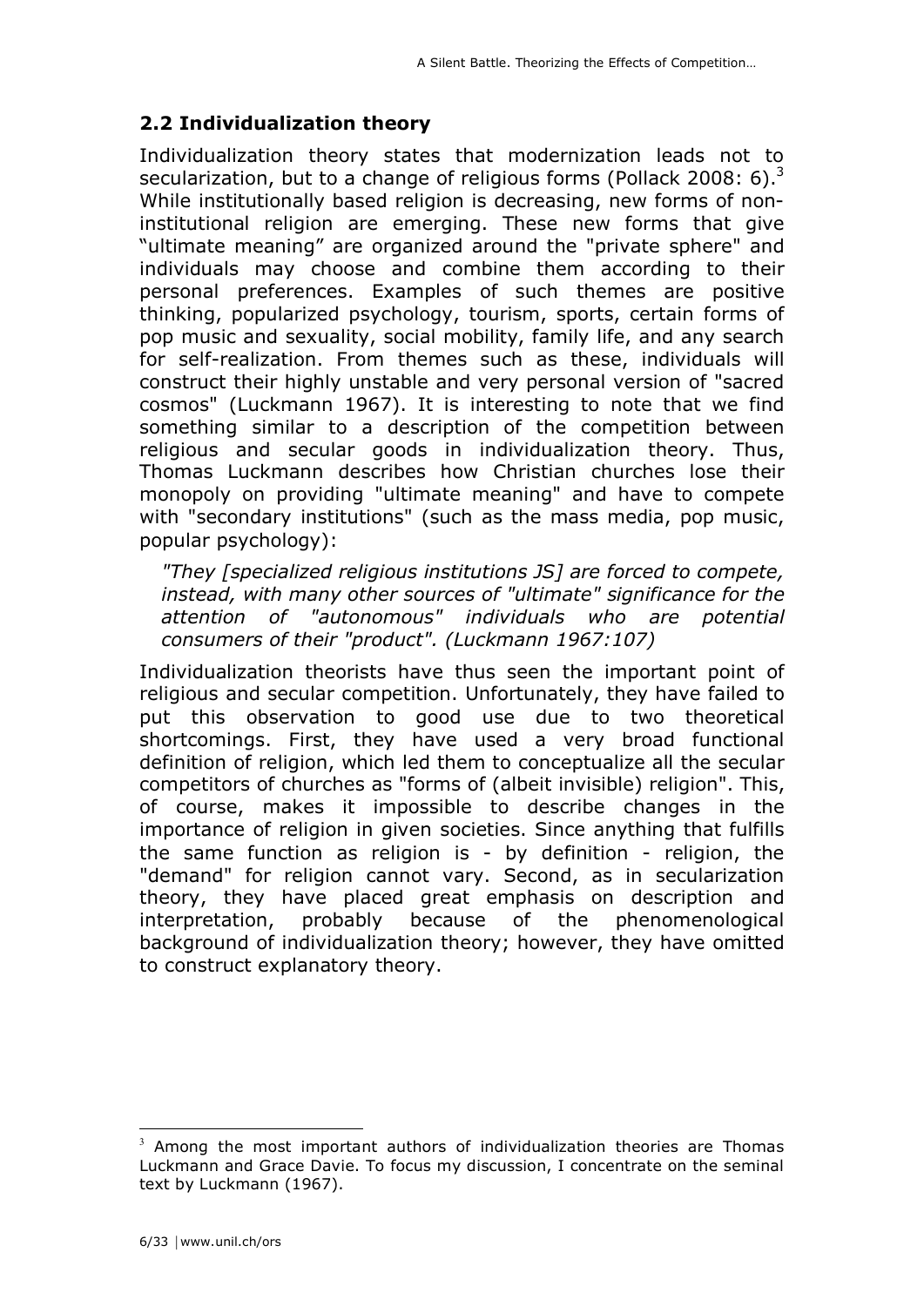## 2.2 Individualization theory

Individualization theory states that modernization leads not to secularization, but to a change of religious forms (Pollack 2008: 6).[3] While institutionally based religion is decreasing, new forms of non-institutional religion are emerging. These new forms that give "ultimate meaning" are organized around the "private sphere" and individuals may choose and combine them according to their personal preferences. Examples of such themes are positive thinking, popularized psychology, tourism, sports, certain forms of pop music and sexuality, social mobility, family life, and any search for self-realization. From themes such as these, individuals will construct their highly unstable and very personal version of "sacred cosmos" (Luckmann 1967). It is interesting to note that we find something similar to a description of the competition between religious and secular goods in individualization theory. Thus, Thomas Luckmann describes how Christian churches lose their monopoly on providing "ultimate meaning" and have to compete with "secondary institutions" (such as the mass media, pop music, popular psychology):

> *"They [specialized religious institutions JS] are forced to compete, instead, with many other sources of "ultimate" significance for the attention of "autonomous" individuals who are potential consumers of their "product". (Luckmann 1967:107)*

Individualization theorists have thus seen the important point of religious and secular competition. Unfortunately, they have failed to put this observation to good use due to two theoretical shortcomings. First, they have used a very broad functional definition of religion, which led them to conceptualize all the secular competitors of churches as "forms of (albeit invisible) religion". This, of course, makes it impossible to describe changes in the importance of religion in given societies. Since anything that fulfills the same function as religion is - by definition - religion, the "demand" for religion cannot vary. Second, as in secularization theory, they have placed great emphasis on description and interpretation, probably because of the phenomenological background of individualization theory; however, they have omitted to construct explanatory theory.

[3] Among the most important authors of individualization theories are Thomas Luckmann and Grace Davie. To focus my discussion, I concentrate on the seminal text by Luckmann (1967).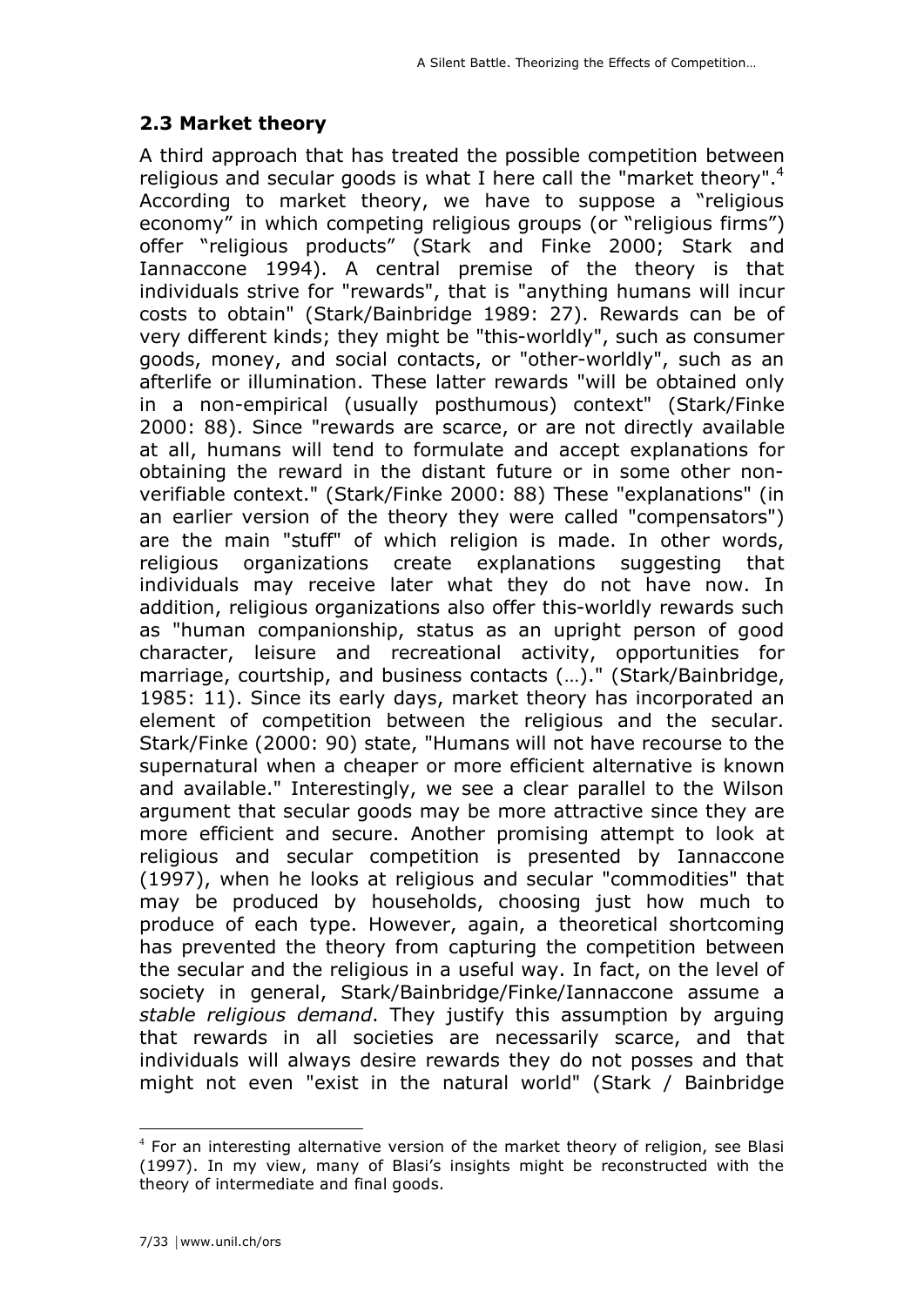## 2.3 Market theory

A third approach that has treated the possible competition between religious and secular goods is what I here call the "market theory".[4] According to market theory, we have to suppose a "religious economy" in which competing religious groups (or "religious firms") offer "religious products" (Stark and Finke 2000; Stark and Iannaccone 1994). A central premise of the theory is that individuals strive for "rewards", that is "anything humans will incur costs to obtain" (Stark/Bainbridge 1989: 27). Rewards can be of very different kinds; they might be "this-worldly", such as consumer goods, money, and social contacts, or "other-worldly", such as an afterlife or illumination. These latter rewards "will be obtained only in a non-empirical (usually posthumous) context" (Stark/Finke 2000: 88). Since "rewards are scarce, or are not directly available at all, humans will tend to formulate and accept explanations for obtaining the reward in the distant future or in some other non-verifiable context." (Stark/Finke 2000: 88) These "explanations" (in an earlier version of the theory they were called "compensators") are the main "stuff" of which religion is made. In other words, religious organizations create explanations suggesting that individuals may receive later what they do not have now. In addition, religious organizations also offer this-worldly rewards such as "human companionship, status as an upright person of good character, leisure and recreational activity, opportunities for marriage, courtship, and business contacts (…)." (Stark/Bainbridge, 1985: 11). Since its early days, market theory has incorporated an element of competition between the religious and the secular. Stark/Finke (2000: 90) state, "Humans will not have recourse to the supernatural when a cheaper or more efficient alternative is known and available." Interestingly, we see a clear parallel to the Wilson argument that secular goods may be more attractive since they are more efficient and secure. Another promising attempt to look at religious and secular competition is presented by Iannaccone (1997), when he looks at religious and secular "commodities" that may be produced by households, choosing just how much to produce of each type. However, again, a theoretical shortcoming has prevented the theory from capturing the competition between the secular and the religious in a useful way. In fact, on the level of society in general, Stark/Bainbridge/Finke/Iannaccone assume a *stable religious demand*. They justify this assumption by arguing that rewards in all societies are necessarily scarce, and that individuals will always desire rewards they do not posses and that might not even "exist in the natural world" (Stark / Bainbridge

[4] For an interesting alternative version of the market theory of religion, see Blasi (1997). In my view, many of Blasi's insights might be reconstructed with the theory of intermediate and final goods.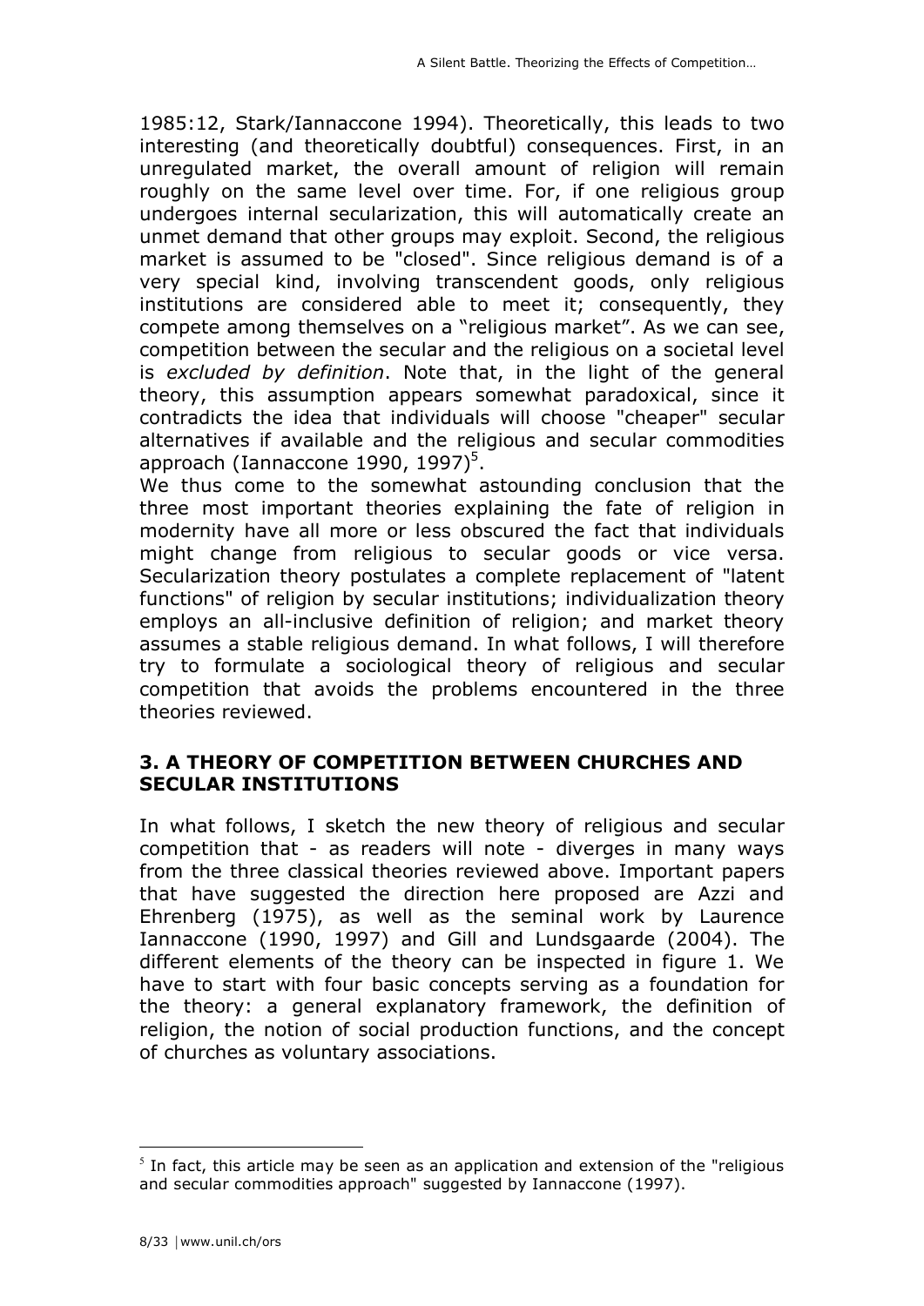1985:12, Stark/Iannaccone 1994). Theoretically, this leads to two interesting (and theoretically doubtful) consequences. First, in an unregulated market, the overall amount of religion will remain roughly on the same level over time. For, if one religious group undergoes internal secularization, this will automatically create an unmet demand that other groups may exploit. Second, the religious market is assumed to be "closed". Since religious demand is of a very special kind, involving transcendent goods, only religious institutions are considered able to meet it; consequently, they compete among themselves on a "religious market". As we can see, competition between the secular and the religious on a societal level is *excluded by definition*. Note that, in the light of the general theory, this assumption appears somewhat paradoxical, since it contradicts the idea that individuals will choose "cheaper" secular alternatives if available and the religious and secular commodities approach (Iannaccone 1990, 1997)[5].

We thus come to the somewhat astounding conclusion that the three most important theories explaining the fate of religion in modernity have all more or less obscured the fact that individuals might change from religious to secular goods or vice versa. Secularization theory postulates a complete replacement of "latent functions" of religion by secular institutions; individualization theory employs an all-inclusive definition of religion; and market theory assumes a stable religious demand. In what follows, I will therefore try to formulate a sociological theory of religious and secular competition that avoids the problems encountered in the three theories reviewed.

## 3. A THEORY OF COMPETITION BETWEEN CHURCHES AND SECULAR INSTITUTIONS

In what follows, I sketch the new theory of religious and secular competition that - as readers will note - diverges in many ways from the three classical theories reviewed above. Important papers that have suggested the direction here proposed are Azzi and Ehrenberg (1975), as well as the seminal work by Laurence Iannaccone (1990, 1997) and Gill and Lundsgaarde (2004). The different elements of the theory can be inspected in figure 1. We have to start with four basic concepts serving as a foundation for the theory: a general explanatory framework, the definition of religion, the notion of social production functions, and the concept of churches as voluntary associations.

---

[5] In fact, this article may be seen as an application and extension of the "religious and secular commodities approach" suggested by Iannaccone (1997).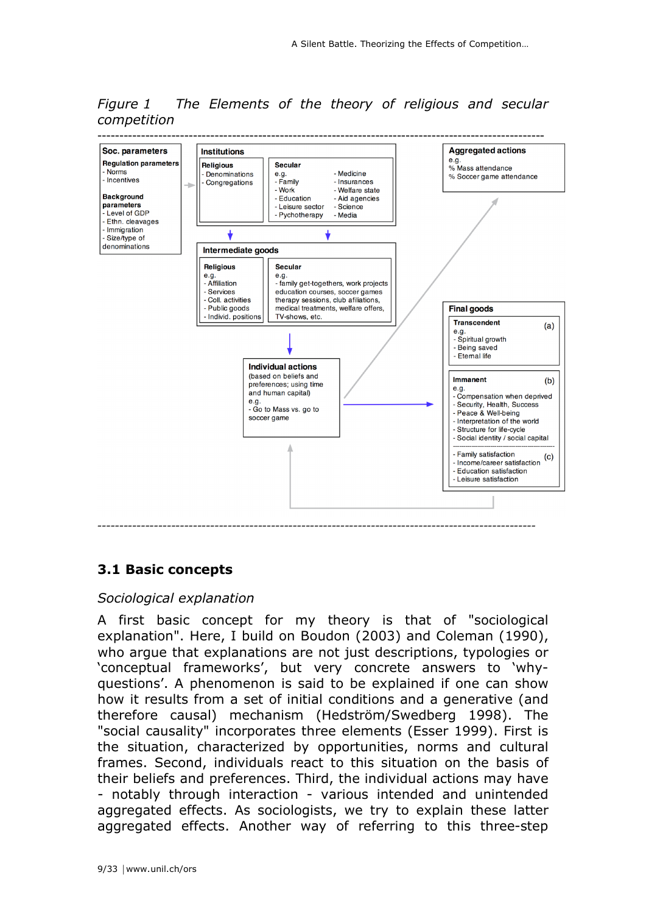*Figure 1 The Elements of the theory of religious and secular competition*

---

**Soc. parameters**

**Regulation parameters**
- Norms
- Incentives

**Background parameters**
- Level of GDP
- Ethn. cleavages
- Immigration
- Size/type of denominations

**Institutions**

**Religious**
- Denominations
- Congregations

**Secular**
e.g.
- Family
- Work
- Education
- Leisure sector
- Pychotherapy
- Medicine
- Insurances
- Welfare state
- Aid agencies
- Science
- Media

**Intermediate goods**

**Religious**
e.g.
- Affiliation
- Services
- Coll. activities
- Public goods
- Individ. positions

**Secular**
e.g.
- family get-togethers, work projects education courses, soccer games therapy sessions, club affiliations, medical treatments, welfare offers, TV-shows, etc.

**Individual actions**
(based on beliefs and preferences; using time and human capital)
e.g.
- Go to Mass vs. go to soccer game

**Aggregated actions**
e.g.
% Mass attendance
% Soccer game attendance

**Final goods**

**Transcendent** (a)
e.g.
- Spiritual growth
- Being saved
- Eternal life

**Immanent** (b)
e.g.
- Compensation when deprived
- Security, Health, Success
- Peace & Well-being
- Interpretation of the world
- Structure for life-cycle
- Social identity / social capital

(c)
- Family satisfaction
- Income/career satisfaction
- Education satisfaction
- Leisure satisfaction

---

## 3.1 Basic concepts

### *Sociological explanation*

A first basic concept for my theory is that of "sociological explanation". Here, I build on Boudon (2003) and Coleman (1990), who argue that explanations are not just descriptions, typologies or 'conceptual frameworks', but very concrete answers to 'why-questions'. A phenomenon is said to be explained if one can show how it results from a set of initial conditions and a generative (and therefore causal) mechanism (Hedström/Swedberg 1998). The "social causality" incorporates three elements (Esser 1999). First is the situation, characterized by opportunities, norms and cultural frames. Second, individuals react to this situation on the basis of their beliefs and preferences. Third, the individual actions may have - notably through interaction - various intended and unintended aggregated effects. As sociologists, we try to explain these latter aggregated effects. Another way of referring to this three-step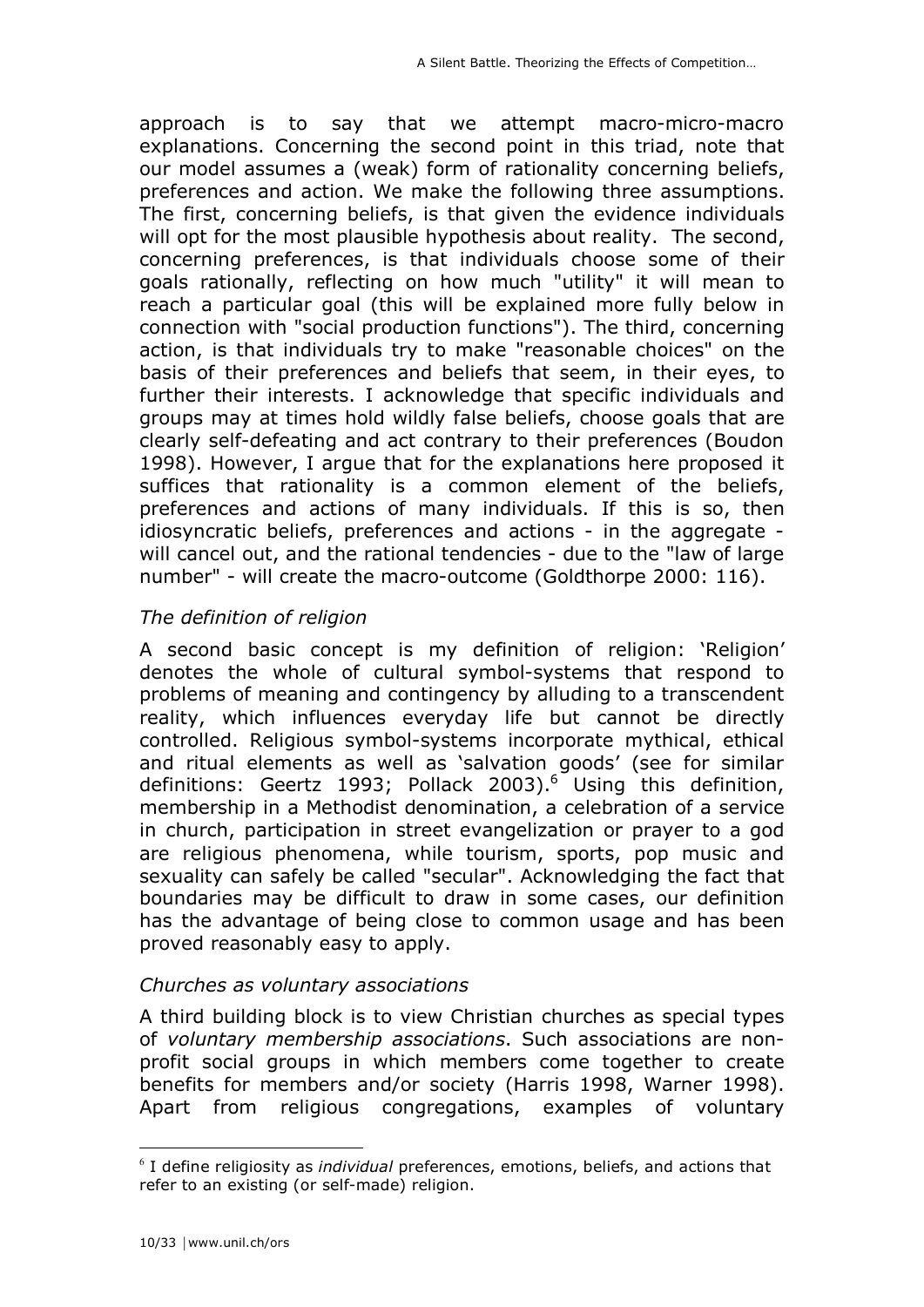approach is to say that we attempt macro-micro-macro explanations. Concerning the second point in this triad, note that our model assumes a (weak) form of rationality concerning beliefs, preferences and action. We make the following three assumptions. The first, concerning beliefs, is that given the evidence individuals will opt for the most plausible hypothesis about reality. The second, concerning preferences, is that individuals choose some of their goals rationally, reflecting on how much "utility" it will mean to reach a particular goal (this will be explained more fully below in connection with "social production functions"). The third, concerning action, is that individuals try to make "reasonable choices" on the basis of their preferences and beliefs that seem, in their eyes, to further their interests. I acknowledge that specific individuals and groups may at times hold wildly false beliefs, choose goals that are clearly self-defeating and act contrary to their preferences (Boudon 1998). However, I argue that for the explanations here proposed it suffices that rationality is a common element of the beliefs, preferences and actions of many individuals. If this is so, then idiosyncratic beliefs, preferences and actions - in the aggregate - will cancel out, and the rational tendencies - due to the "law of large number" - will create the macro-outcome (Goldthorpe 2000: 116).

### *The definition of religion*

A second basic concept is my definition of religion: 'Religion' denotes the whole of cultural symbol-systems that respond to problems of meaning and contingency by alluding to a transcendent reality, which influences everyday life but cannot be directly controlled. Religious symbol-systems incorporate mythical, ethical and ritual elements as well as 'salvation goods' (see for similar definitions: Geertz 1993; Pollack 2003).[6] Using this definition, membership in a Methodist denomination, a celebration of a service in church, participation in street evangelization or prayer to a god are religious phenomena, while tourism, sports, pop music and sexuality can safely be called "secular". Acknowledging the fact that boundaries may be difficult to draw in some cases, our definition has the advantage of being close to common usage and has been proved reasonably easy to apply.

### *Churches as voluntary associations*

A third building block is to view Christian churches as special types of *voluntary membership associations*. Such associations are non-profit social groups in which members come together to create benefits for members and/or society (Harris 1998, Warner 1998). Apart from religious congregations, examples of voluntary

---

[6] I define religiosity as *individual* preferences, emotions, beliefs, and actions that refer to an existing (or self-made) religion.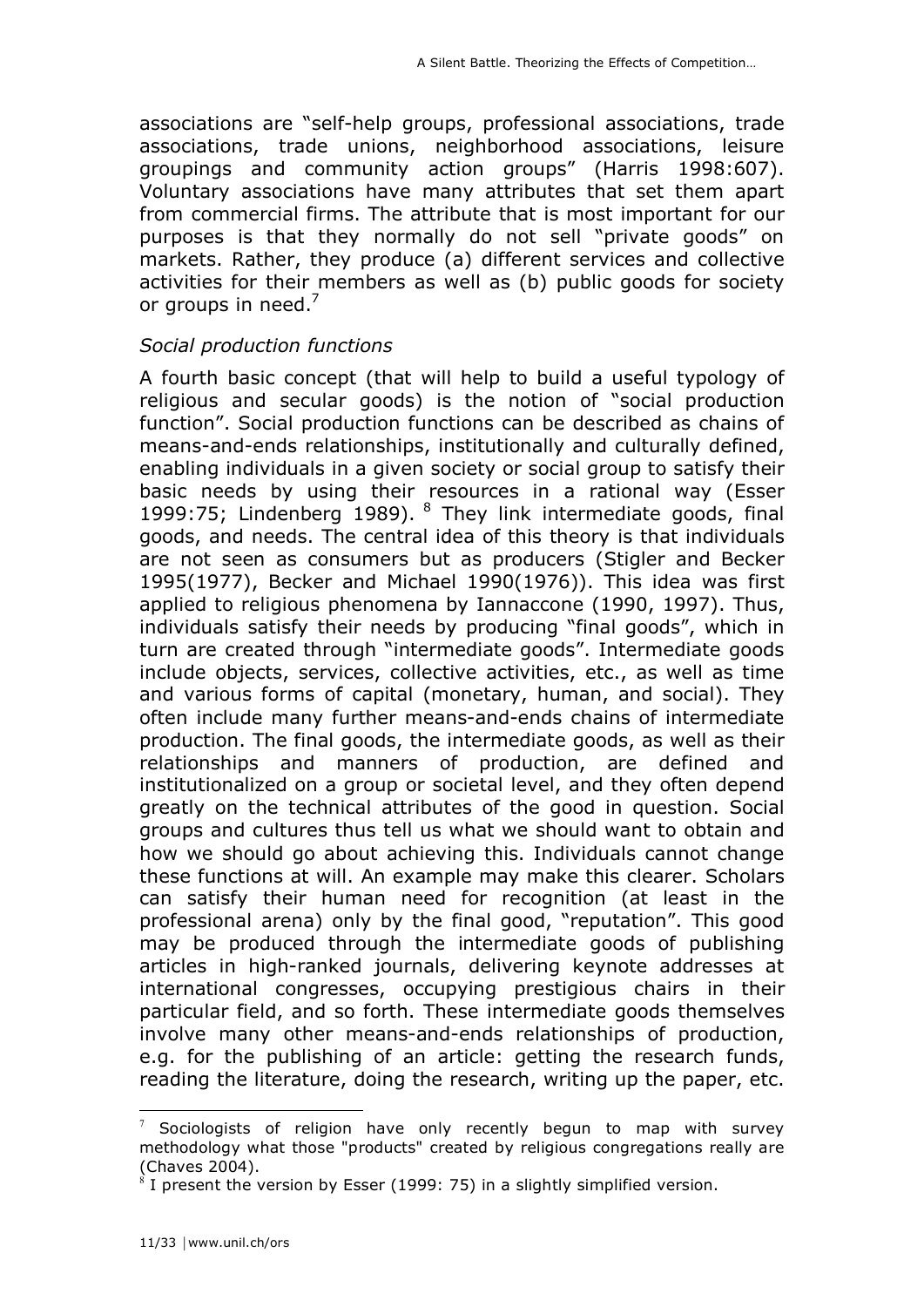associations are "self-help groups, professional associations, trade associations, trade unions, neighborhood associations, leisure groupings and community action groups" (Harris 1998:607). Voluntary associations have many attributes that set them apart from commercial firms. The attribute that is most important for our purposes is that they normally do not sell "private goods" on markets. Rather, they produce (a) different services and collective activities for their members as well as (b) public goods for society or groups in need.[7]

*Social production functions*

A fourth basic concept (that will help to build a useful typology of religious and secular goods) is the notion of "social production function". Social production functions can be described as chains of means-and-ends relationships, institutionally and culturally defined, enabling individuals in a given society or social group to satisfy their basic needs by using their resources in a rational way (Esser 1999:75; Lindenberg 1989).[8] They link intermediate goods, final goods, and needs. The central idea of this theory is that individuals are not seen as consumers but as producers (Stigler and Becker 1995(1977), Becker and Michael 1990(1976)). This idea was first applied to religious phenomena by Iannaccone (1990, 1997). Thus, individuals satisfy their needs by producing "final goods", which in turn are created through "intermediate goods". Intermediate goods include objects, services, collective activities, etc., as well as time and various forms of capital (monetary, human, and social). They often include many further means-and-ends chains of intermediate production. The final goods, the intermediate goods, as well as their relationships and manners of production, are defined and institutionalized on a group or societal level, and they often depend greatly on the technical attributes of the good in question. Social groups and cultures thus tell us what we should want to obtain and how we should go about achieving this. Individuals cannot change these functions at will. An example may make this clearer. Scholars can satisfy their human need for recognition (at least in the professional arena) only by the final good, "reputation". This good may be produced through the intermediate goods of publishing articles in high-ranked journals, delivering keynote addresses at international congresses, occupying prestigious chairs in their particular field, and so forth. These intermediate goods themselves involve many other means-and-ends relationships of production, e.g. for the publishing of an article: getting the research funds, reading the literature, doing the research, writing up the paper, etc.

---

[7] Sociologists of religion have only recently begun to map with survey methodology what those "products" created by religious congregations really are (Chaves 2004).

[8] I present the version by Esser (1999: 75) in a slightly simplified version.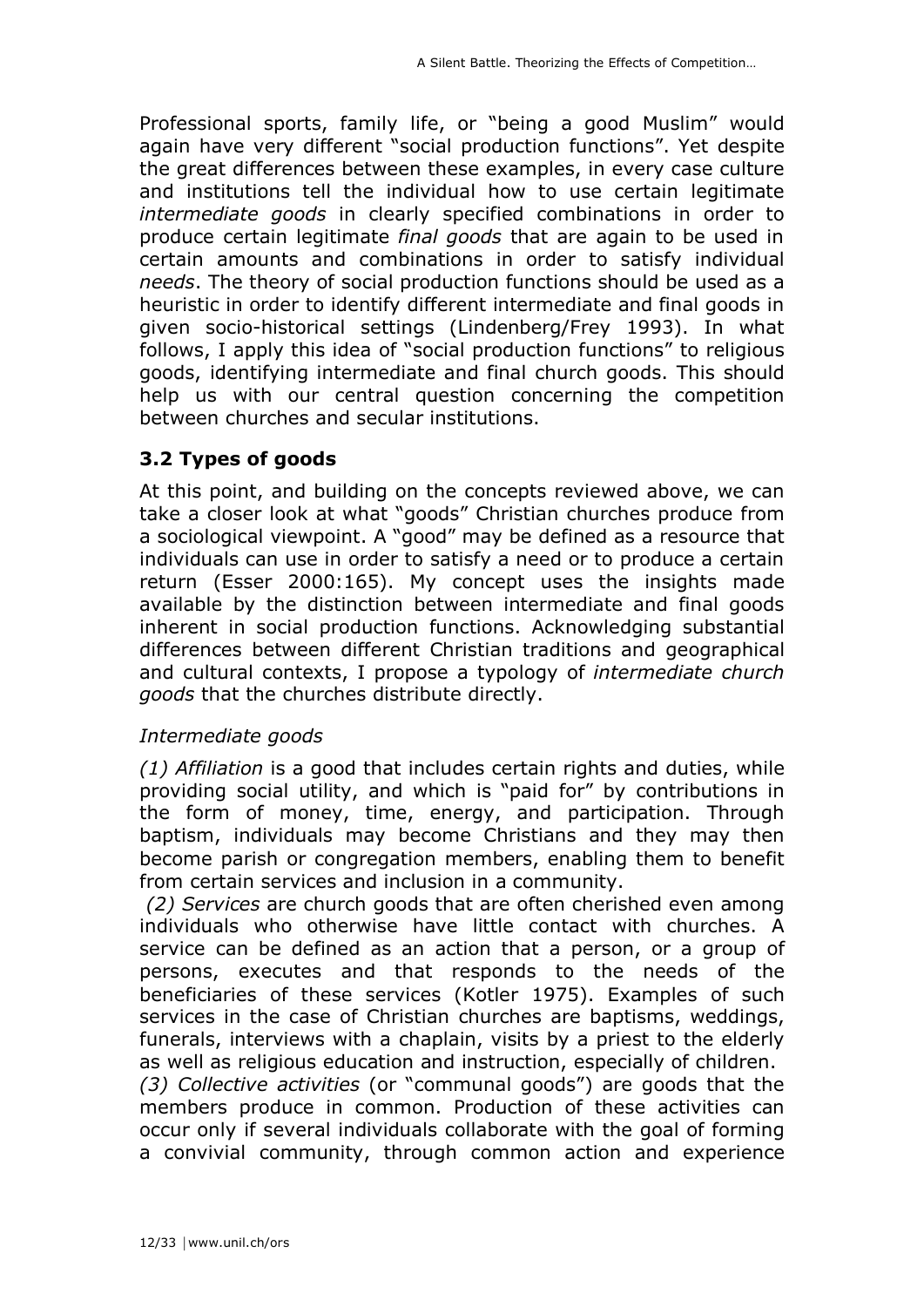Professional sports, family life, or "being a good Muslim" would again have very different "social production functions". Yet despite the great differences between these examples, in every case culture and institutions tell the individual how to use certain legitimate *intermediate goods* in clearly specified combinations in order to produce certain legitimate *final goods* that are again to be used in certain amounts and combinations in order to satisfy individual *needs*. The theory of social production functions should be used as a heuristic in order to identify different intermediate and final goods in given socio-historical settings (Lindenberg/Frey 1993). In what follows, I apply this idea of "social production functions" to religious goods, identifying intermediate and final church goods. This should help us with our central question concerning the competition between churches and secular institutions.

### 3.2 Types of goods

At this point, and building on the concepts reviewed above, we can take a closer look at what "goods" Christian churches produce from a sociological viewpoint. A "good" may be defined as a resource that individuals can use in order to satisfy a need or to produce a certain return (Esser 2000:165). My concept uses the insights made available by the distinction between intermediate and final goods inherent in social production functions. Acknowledging substantial differences between different Christian traditions and geographical and cultural contexts, I propose a typology of *intermediate church goods* that the churches distribute directly.

*Intermediate goods*

*(1) Affiliation* is a good that includes certain rights and duties, while providing social utility, and which is "paid for" by contributions in the form of money, time, energy, and participation. Through baptism, individuals may become Christians and they may then become parish or congregation members, enabling them to benefit from certain services and inclusion in a community.

*(2) Services* are church goods that are often cherished even among individuals who otherwise have little contact with churches. A service can be defined as an action that a person, or a group of persons, executes and that responds to the needs of the beneficiaries of these services (Kotler 1975). Examples of such services in the case of Christian churches are baptisms, weddings, funerals, interviews with a chaplain, visits by a priest to the elderly as well as religious education and instruction, especially of children.

*(3) Collective activities* (or "communal goods") are goods that the members produce in common. Production of these activities can occur only if several individuals collaborate with the goal of forming a convivial community, through common action and experience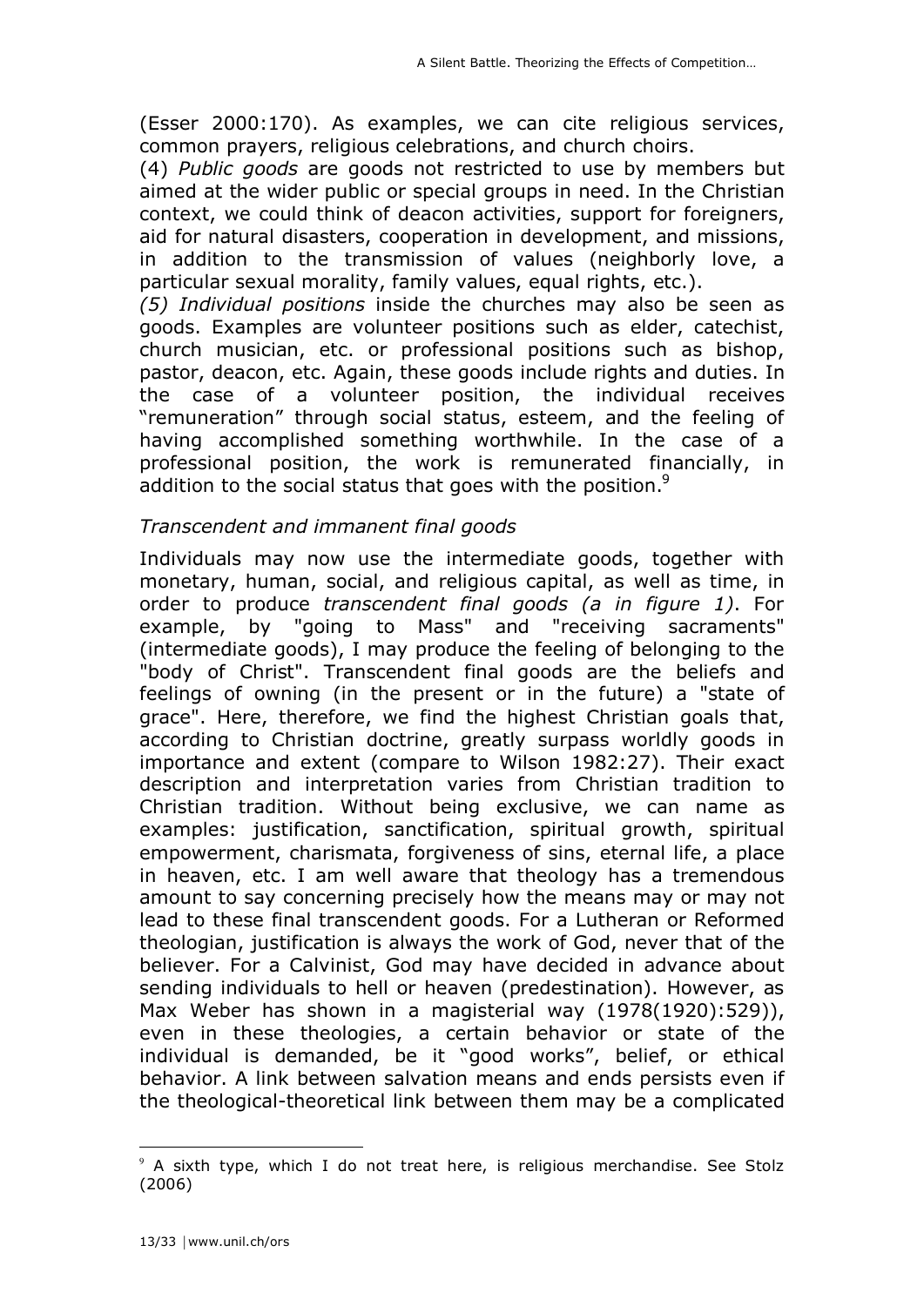(Esser 2000:170). As examples, we can cite religious services, common prayers, religious celebrations, and church choirs.

(4) *Public goods* are goods not restricted to use by members but aimed at the wider public or special groups in need. In the Christian context, we could think of deacon activities, support for foreigners, aid for natural disasters, cooperation in development, and missions, in addition to the transmission of values (neighborly love, a particular sexual morality, family values, equal rights, etc.).

*(5) Individual positions* inside the churches may also be seen as goods. Examples are volunteer positions such as elder, catechist, church musician, etc. or professional positions such as bishop, pastor, deacon, etc. Again, these goods include rights and duties. In the case of a volunteer position, the individual receives "remuneration" through social status, esteem, and the feeling of having accomplished something worthwhile. In the case of a professional position, the work is remunerated financially, in addition to the social status that goes with the position.[9]

### *Transcendent and immanent final goods*

Individuals may now use the intermediate goods, together with monetary, human, social, and religious capital, as well as time, in order to produce *transcendent final goods (a in figure 1)*. For example, by "going to Mass" and "receiving sacraments" (intermediate goods), I may produce the feeling of belonging to the "body of Christ". Transcendent final goods are the beliefs and feelings of owning (in the present or in the future) a "state of grace". Here, therefore, we find the highest Christian goals that, according to Christian doctrine, greatly surpass worldly goods in importance and extent (compare to Wilson 1982:27). Their exact description and interpretation varies from Christian tradition to Christian tradition. Without being exclusive, we can name as examples: justification, sanctification, spiritual growth, spiritual empowerment, charismata, forgiveness of sins, eternal life, a place in heaven, etc. I am well aware that theology has a tremendous amount to say concerning precisely how the means may or may not lead to these final transcendent goods. For a Lutheran or Reformed theologian, justification is always the work of God, never that of the believer. For a Calvinist, God may have decided in advance about sending individuals to hell or heaven (predestination). However, as Max Weber has shown in a magisterial way (1978(1920):529)), even in these theologies, a certain behavior or state of the individual is demanded, be it "good works", belief, or ethical behavior. A link between salvation means and ends persists even if the theological-theoretical link between them may be a complicated

[9] A sixth type, which I do not treat here, is religious merchandise. See Stolz (2006)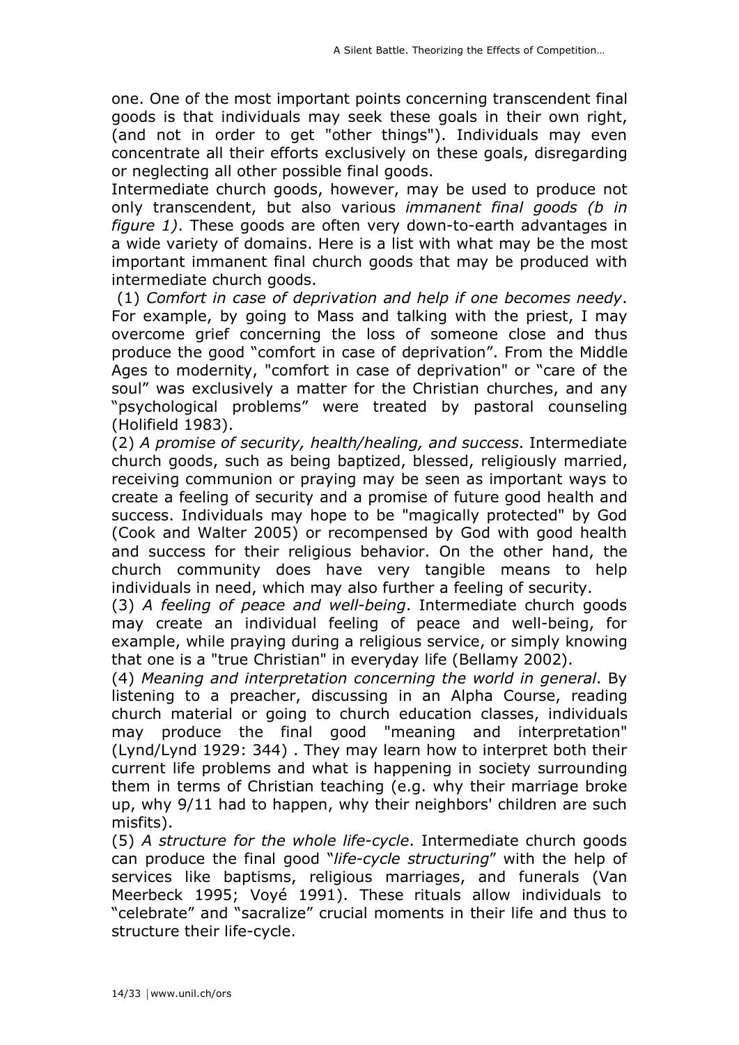one. One of the most important points concerning transcendent final goods is that individuals may seek these goals in their own right, (and not in order to get "other things"). Individuals may even concentrate all their efforts exclusively on these goals, disregarding or neglecting all other possible final goods.

Intermediate church goods, however, may be used to produce not only transcendent, but also various *immanent final goods (b in figure 1)*. These goods are often very down-to-earth advantages in a wide variety of domains. Here is a list with what may be the most important immanent final church goods that may be produced with intermediate church goods.

(1) *Comfort in case of deprivation and help if one becomes needy*. For example, by going to Mass and talking with the priest, I may overcome grief concerning the loss of someone close and thus produce the good "comfort in case of deprivation". From the Middle Ages to modernity, "comfort in case of deprivation" or "care of the soul" was exclusively a matter for the Christian churches, and any "psychological problems" were treated by pastoral counseling (Holifield 1983).

(2) *A promise of security, health/healing, and success*. Intermediate church goods, such as being baptized, blessed, religiously married, receiving communion or praying may be seen as important ways to create a feeling of security and a promise of future good health and success. Individuals may hope to be "magically protected" by God (Cook and Walter 2005) or recompensed by God with good health and success for their religious behavior. On the other hand, the church community does have very tangible means to help individuals in need, which may also further a feeling of security.

(3) *A feeling of peace and well-being*. Intermediate church goods may create an individual feeling of peace and well-being, for example, while praying during a religious service, or simply knowing that one is a "true Christian" in everyday life (Bellamy 2002).

(4) *Meaning and interpretation concerning the world in general*. By listening to a preacher, discussing in an Alpha Course, reading church material or going to church education classes, individuals may produce the final good "meaning and interpretation" (Lynd/Lynd 1929: 344) . They may learn how to interpret both their current life problems and what is happening in society surrounding them in terms of Christian teaching (e.g. why their marriage broke up, why 9/11 had to happen, why their neighbors' children are such misfits).

(5) *A structure for the whole life-cycle*. Intermediate church goods can produce the final good "*life-cycle structuring*" with the help of services like baptisms, religious marriages, and funerals (Van Meerbeck 1995; Voyé 1991). These rituals allow individuals to "celebrate" and "sacralize" crucial moments in their life and thus to structure their life-cycle.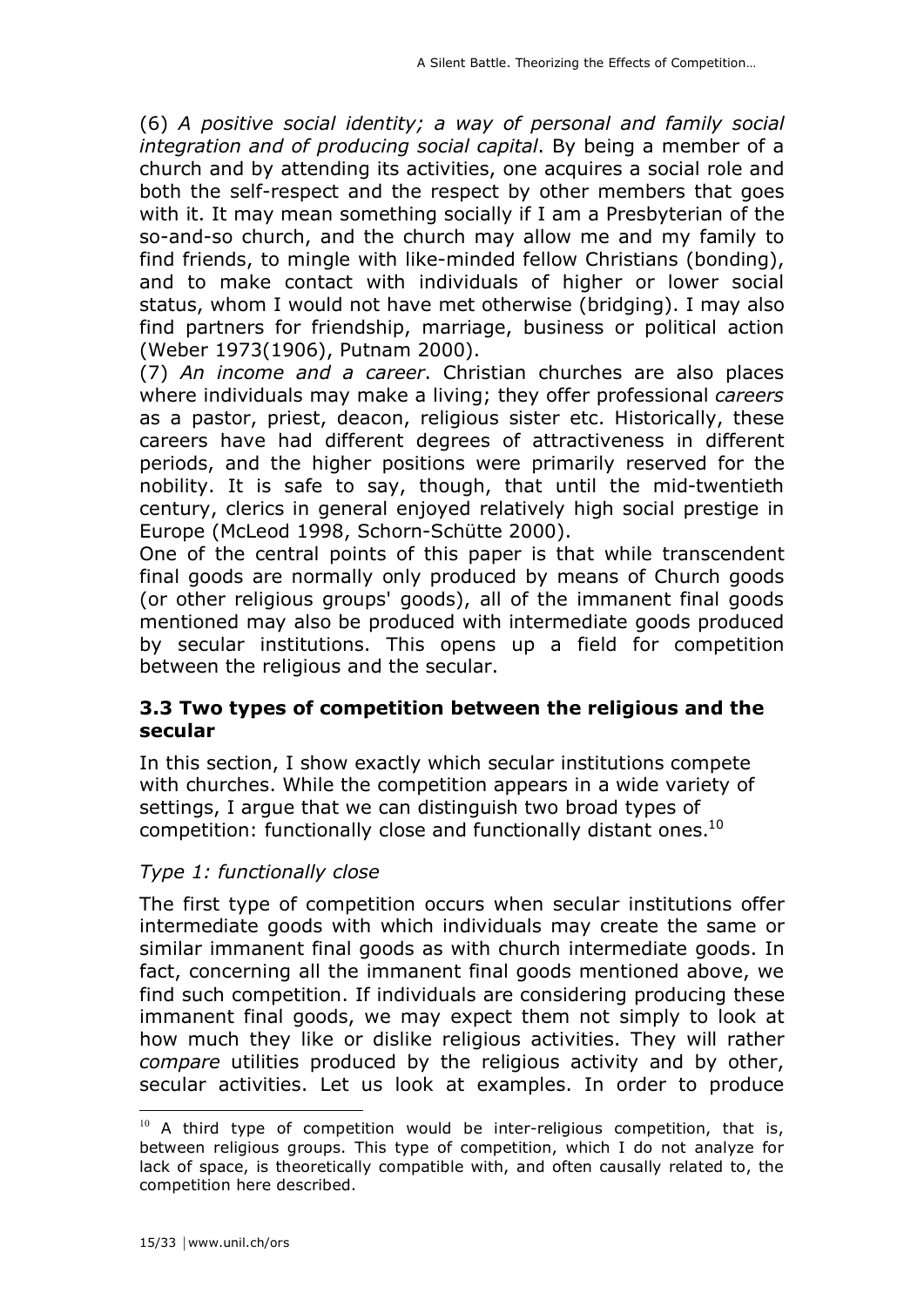(6) *A positive social identity; a way of personal and family social integration and of producing social capital*. By being a member of a church and by attending its activities, one acquires a social role and both the self-respect and the respect by other members that goes with it. It may mean something socially if I am a Presbyterian of the so-and-so church, and the church may allow me and my family to find friends, to mingle with like-minded fellow Christians (bonding), and to make contact with individuals of higher or lower social status, whom I would not have met otherwise (bridging). I may also find partners for friendship, marriage, business or political action (Weber 1973(1906), Putnam 2000).

(7) *An income and a career*. Christian churches are also places where individuals may make a living; they offer professional *careers* as a pastor, priest, deacon, religious sister etc. Historically, these careers have had different degrees of attractiveness in different periods, and the higher positions were primarily reserved for the nobility. It is safe to say, though, that until the mid-twentieth century, clerics in general enjoyed relatively high social prestige in Europe (McLeod 1998, Schorn-Schütte 2000).

One of the central points of this paper is that while transcendent final goods are normally only produced by means of Church goods (or other religious groups' goods), all of the immanent final goods mentioned may also be produced with intermediate goods produced by secular institutions. This opens up a field for competition between the religious and the secular.

### 3.3 Two types of competition between the religious and the secular

In this section, I show exactly which secular institutions compete with churches. While the competition appears in a wide variety of settings, I argue that we can distinguish two broad types of competition: functionally close and functionally distant ones.[10]

*Type 1: functionally close*

The first type of competition occurs when secular institutions offer intermediate goods with which individuals may create the same or similar immanent final goods as with church intermediate goods. In fact, concerning all the immanent final goods mentioned above, we find such competition. If individuals are considering producing these immanent final goods, we may expect them not simply to look at how much they like or dislike religious activities. They will rather *compare* utilities produced by the religious activity and by other, secular activities. Let us look at examples. In order to produce

[10] A third type of competition would be inter-religious competition, that is, between religious groups. This type of competition, which I do not analyze for lack of space, is theoretically compatible with, and often causally related to, the competition here described.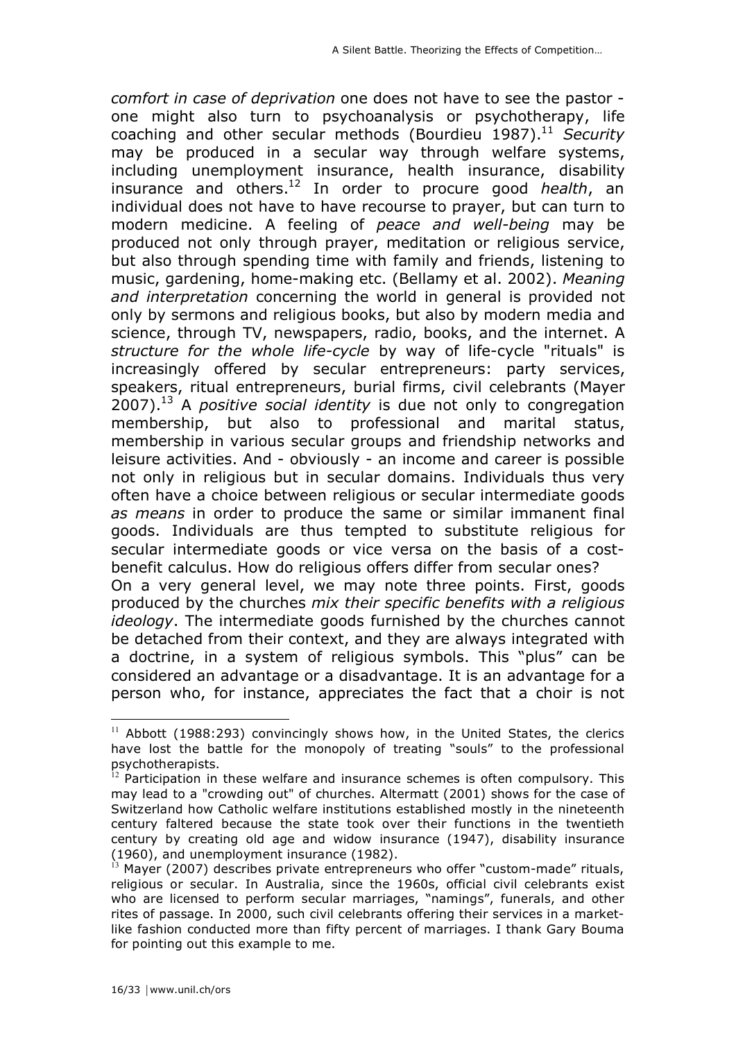*comfort in case of deprivation* one does not have to see the pastor - one might also turn to psychoanalysis or psychotherapy, life coaching and other secular methods (Bourdieu 1987).[11] *Security* may be produced in a secular way through welfare systems, including unemployment insurance, health insurance, disability insurance and others.[12] In order to procure good *health*, an individual does not have to have recourse to prayer, but can turn to modern medicine. A feeling of *peace and well-being* may be produced not only through prayer, meditation or religious service, but also through spending time with family and friends, listening to music, gardening, home-making etc. (Bellamy et al. 2002). *Meaning and interpretation* concerning the world in general is provided not only by sermons and religious books, but also by modern media and science, through TV, newspapers, radio, books, and the internet. A *structure for the whole life-cycle* by way of life-cycle "rituals" is increasingly offered by secular entrepreneurs: party services, speakers, ritual entrepreneurs, burial firms, civil celebrants (Mayer 2007).[13] A *positive social identity* is due not only to congregation membership, but also to professional and marital status, membership in various secular groups and friendship networks and leisure activities. And - obviously - an income and career is possible not only in religious but in secular domains. Individuals thus very often have a choice between religious or secular intermediate goods *as means* in order to produce the same or similar immanent final goods. Individuals are thus tempted to substitute religious for secular intermediate goods or vice versa on the basis of a cost-benefit calculus. How do religious offers differ from secular ones?

On a very general level, we may note three points. First, goods produced by the churches *mix their specific benefits with a religious ideology*. The intermediate goods furnished by the churches cannot be detached from their context, and they are always integrated with a doctrine, in a system of religious symbols. This "plus" can be considered an advantage or a disadvantage. It is an advantage for a person who, for instance, appreciates the fact that a choir is not

---

[11] Abbott (1988:293) convincingly shows how, in the United States, the clerics have lost the battle for the monopoly of treating "souls" to the professional psychotherapists.

[12] Participation in these welfare and insurance schemes is often compulsory. This may lead to a "crowding out" of churches. Altermatt (2001) shows for the case of Switzerland how Catholic welfare institutions established mostly in the nineteenth century faltered because the state took over their functions in the twentieth century by creating old age and widow insurance (1947), disability insurance (1960), and unemployment insurance (1982).

[13] Mayer (2007) describes private entrepreneurs who offer "custom-made" rituals, religious or secular. In Australia, since the 1960s, official civil celebrants exist who are licensed to perform secular marriages, "namings", funerals, and other rites of passage. In 2000, such civil celebrants offering their services in a market-like fashion conducted more than fifty percent of marriages. I thank Gary Bouma for pointing out this example to me.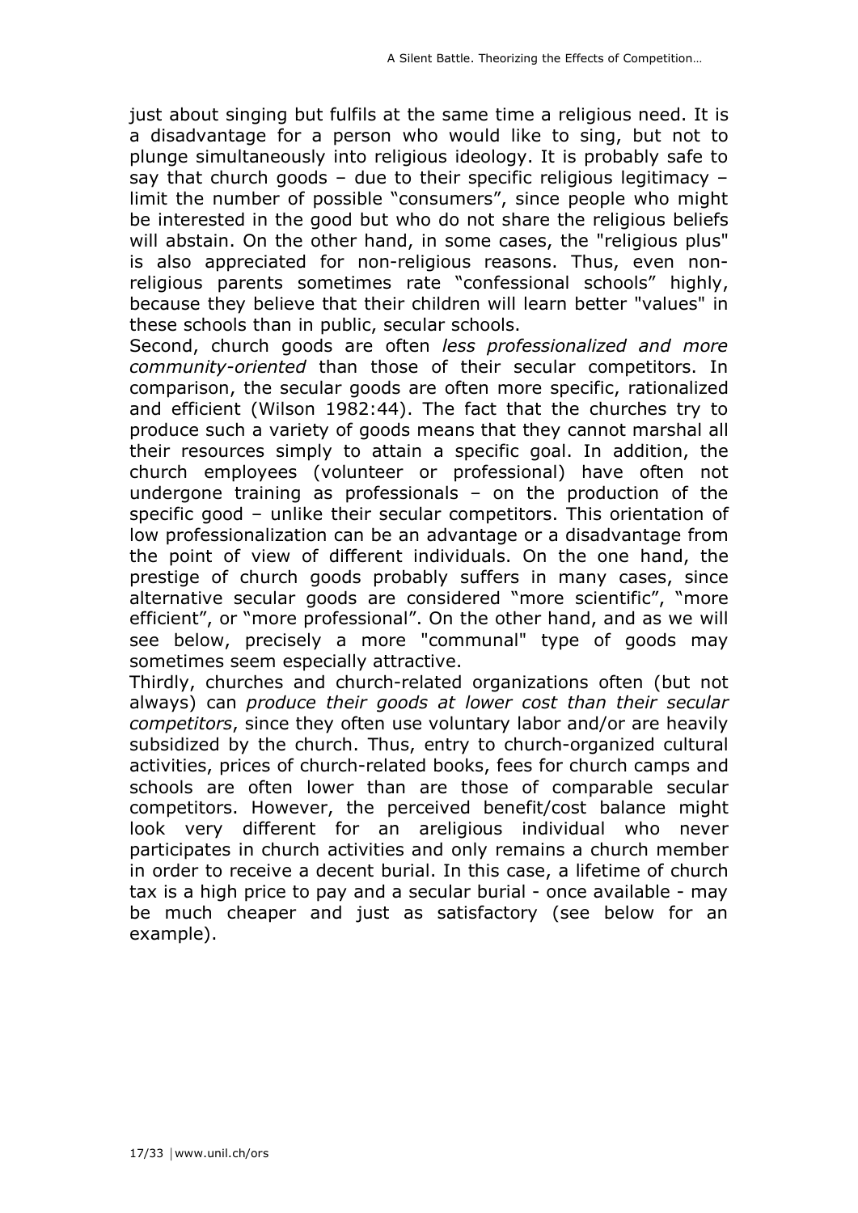just about singing but fulfils at the same time a religious need. It is a disadvantage for a person who would like to sing, but not to plunge simultaneously into religious ideology. It is probably safe to say that church goods – due to their specific religious legitimacy – limit the number of possible "consumers", since people who might be interested in the good but who do not share the religious beliefs will abstain. On the other hand, in some cases, the "religious plus" is also appreciated for non-religious reasons. Thus, even non-religious parents sometimes rate "confessional schools" highly, because they believe that their children will learn better "values" in these schools than in public, secular schools.

Second, church goods are often *less professionalized and more community-oriented* than those of their secular competitors. In comparison, the secular goods are often more specific, rationalized and efficient (Wilson 1982:44). The fact that the churches try to produce such a variety of goods means that they cannot marshal all their resources simply to attain a specific goal. In addition, the church employees (volunteer or professional) have often not undergone training as professionals – on the production of the specific good – unlike their secular competitors. This orientation of low professionalization can be an advantage or a disadvantage from the point of view of different individuals. On the one hand, the prestige of church goods probably suffers in many cases, since alternative secular goods are considered "more scientific", "more efficient", or "more professional". On the other hand, and as we will see below, precisely a more "communal" type of goods may sometimes seem especially attractive.

Thirdly, churches and church-related organizations often (but not always) can *produce their goods at lower cost than their secular competitors*, since they often use voluntary labor and/or are heavily subsidized by the church. Thus, entry to church-organized cultural activities, prices of church-related books, fees for church camps and schools are often lower than are those of comparable secular competitors. However, the perceived benefit/cost balance might look very different for an areligious individual who never participates in church activities and only remains a church member in order to receive a decent burial. In this case, a lifetime of church tax is a high price to pay and a secular burial - once available - may be much cheaper and just as satisfactory (see below for an example).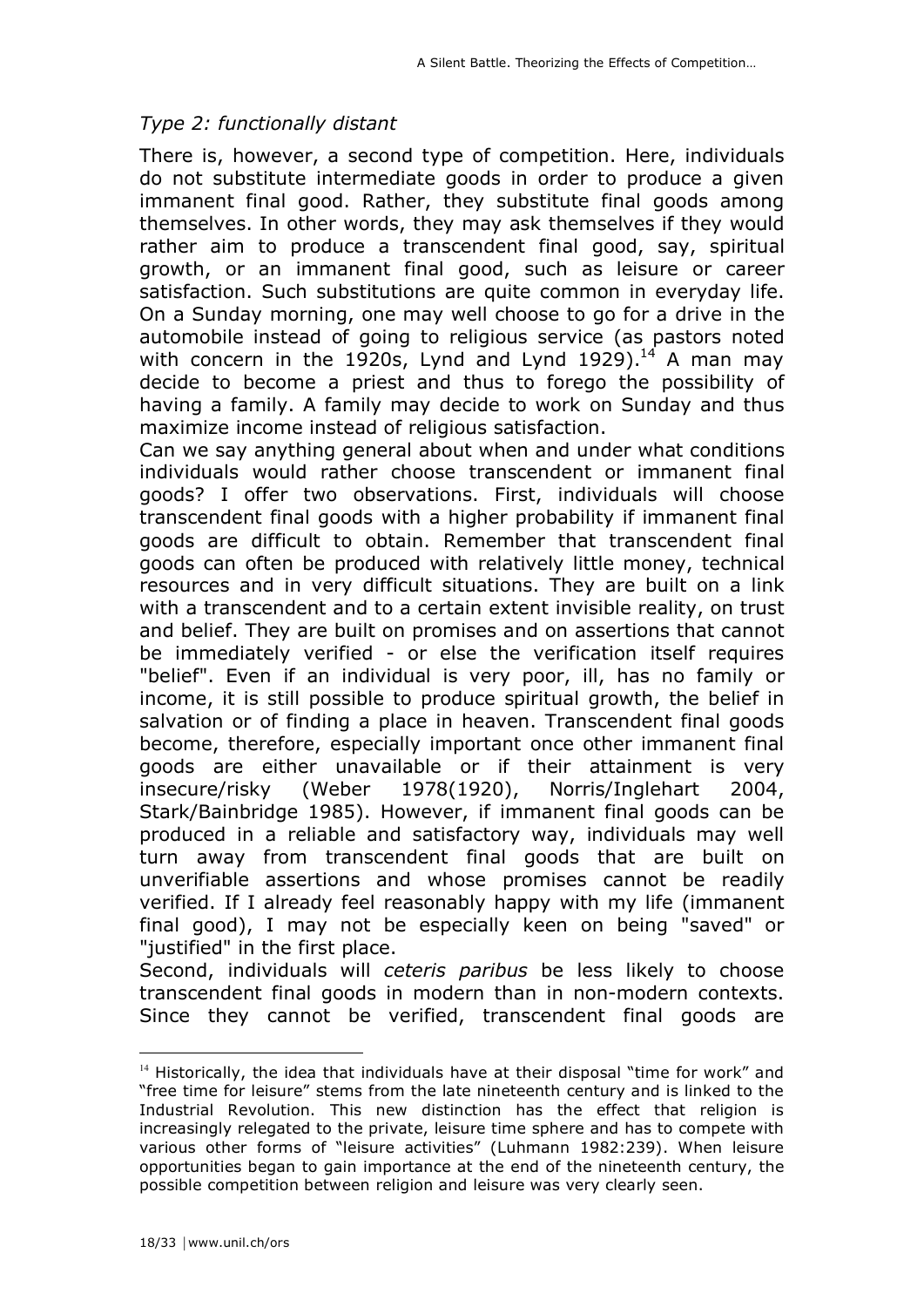### *Type 2: functionally distant*

There is, however, a second type of competition. Here, individuals do not substitute intermediate goods in order to produce a given immanent final good. Rather, they substitute final goods among themselves. In other words, they may ask themselves if they would rather aim to produce a transcendent final good, say, spiritual growth, or an immanent final good, such as leisure or career satisfaction. Such substitutions are quite common in everyday life. On a Sunday morning, one may well choose to go for a drive in the automobile instead of going to religious service (as pastors noted with concern in the 1920s, Lynd and Lynd 1929).[14] A man may decide to become a priest and thus to forego the possibility of having a family. A family may decide to work on Sunday and thus maximize income instead of religious satisfaction.

Can we say anything general about when and under what conditions individuals would rather choose transcendent or immanent final goods? I offer two observations. First, individuals will choose transcendent final goods with a higher probability if immanent final goods are difficult to obtain. Remember that transcendent final goods can often be produced with relatively little money, technical resources and in very difficult situations. They are built on a link with a transcendent and to a certain extent invisible reality, on trust and belief. They are built on promises and on assertions that cannot be immediately verified - or else the verification itself requires "belief". Even if an individual is very poor, ill, has no family or income, it is still possible to produce spiritual growth, the belief in salvation or of finding a place in heaven. Transcendent final goods become, therefore, especially important once other immanent final goods are either unavailable or if their attainment is very insecure/risky (Weber 1978(1920), Norris/Inglehart 2004, Stark/Bainbridge 1985). However, if immanent final goods can be produced in a reliable and satisfactory way, individuals may well turn away from transcendent final goods that are built on unverifiable assertions and whose promises cannot be readily verified. If I already feel reasonably happy with my life (immanent final good), I may not be especially keen on being "saved" or "justified" in the first place.

Second, individuals will *ceteris paribus* be less likely to choose transcendent final goods in modern than in non-modern contexts. Since they cannot be verified, transcendent final goods are

---

[14] Historically, the idea that individuals have at their disposal "time for work" and "free time for leisure" stems from the late nineteenth century and is linked to the Industrial Revolution. This new distinction has the effect that religion is increasingly relegated to the private, leisure time sphere and has to compete with various other forms of "leisure activities" (Luhmann 1982:239). When leisure opportunities began to gain importance at the end of the nineteenth century, the possible competition between religion and leisure was very clearly seen.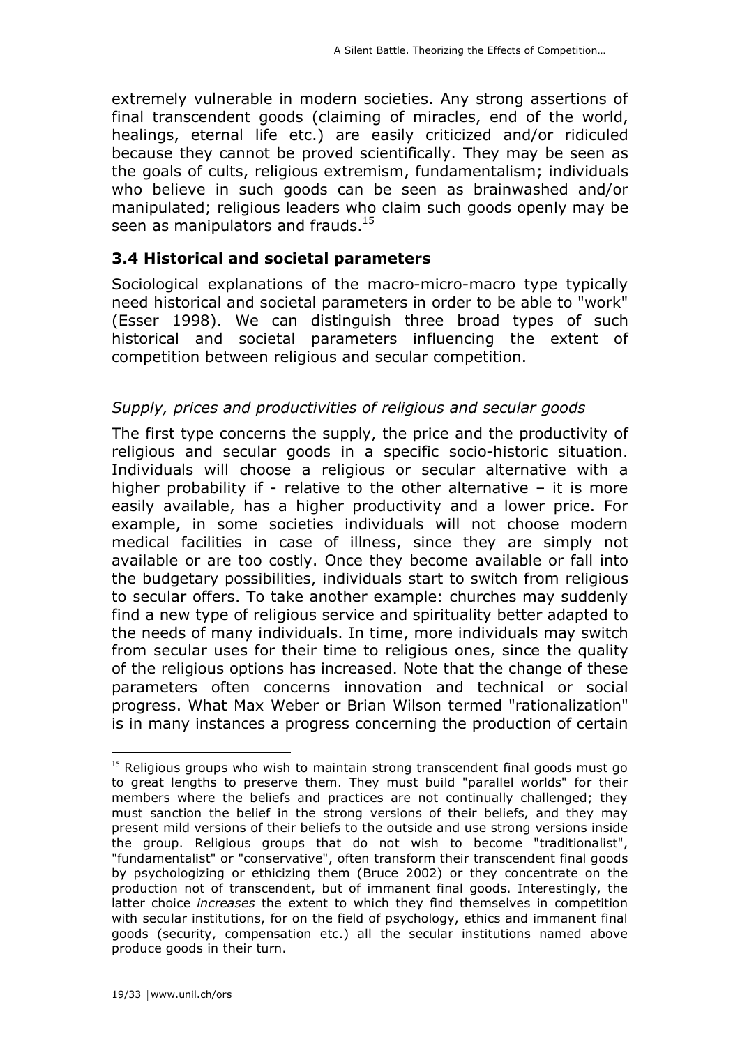extremely vulnerable in modern societies. Any strong assertions of final transcendent goods (claiming of miracles, end of the world, healings, eternal life etc.) are easily criticized and/or ridiculed because they cannot be proved scientifically. They may be seen as the goals of cults, religious extremism, fundamentalism; individuals who believe in such goods can be seen as brainwashed and/or manipulated; religious leaders who claim such goods openly may be seen as manipulators and frauds.[15]

### 3.4 Historical and societal parameters

Sociological explanations of the macro-micro-macro type typically need historical and societal parameters in order to be able to "work" (Esser 1998). We can distinguish three broad types of such historical and societal parameters influencing the extent of competition between religious and secular competition.

*Supply, prices and productivities of religious and secular goods*

The first type concerns the supply, the price and the productivity of religious and secular goods in a specific socio-historic situation. Individuals will choose a religious or secular alternative with a higher probability if - relative to the other alternative – it is more easily available, has a higher productivity and a lower price. For example, in some societies individuals will not choose modern medical facilities in case of illness, since they are simply not available or are too costly. Once they become available or fall into the budgetary possibilities, individuals start to switch from religious to secular offers. To take another example: churches may suddenly find a new type of religious service and spirituality better adapted to the needs of many individuals. In time, more individuals may switch from secular uses for their time to religious ones, since the quality of the religious options has increased. Note that the change of these parameters often concerns innovation and technical or social progress. What Max Weber or Brian Wilson termed "rationalization" is in many instances a progress concerning the production of certain

---

[15] Religious groups who wish to maintain strong transcendent final goods must go to great lengths to preserve them. They must build "parallel worlds" for their members where the beliefs and practices are not continually challenged; they must sanction the belief in the strong versions of their beliefs, and they may present mild versions of their beliefs to the outside and use strong versions inside the group. Religious groups that do not wish to become "traditionalist", "fundamentalist" or "conservative", often transform their transcendent final goods by psychologizing or ethicizing them (Bruce 2002) or they concentrate on the production not of transcendent, but of immanent final goods. Interestingly, the latter choice *increases* the extent to which they find themselves in competition with secular institutions, for on the field of psychology, ethics and immanent final goods (security, compensation etc.) all the secular institutions named above produce goods in their turn.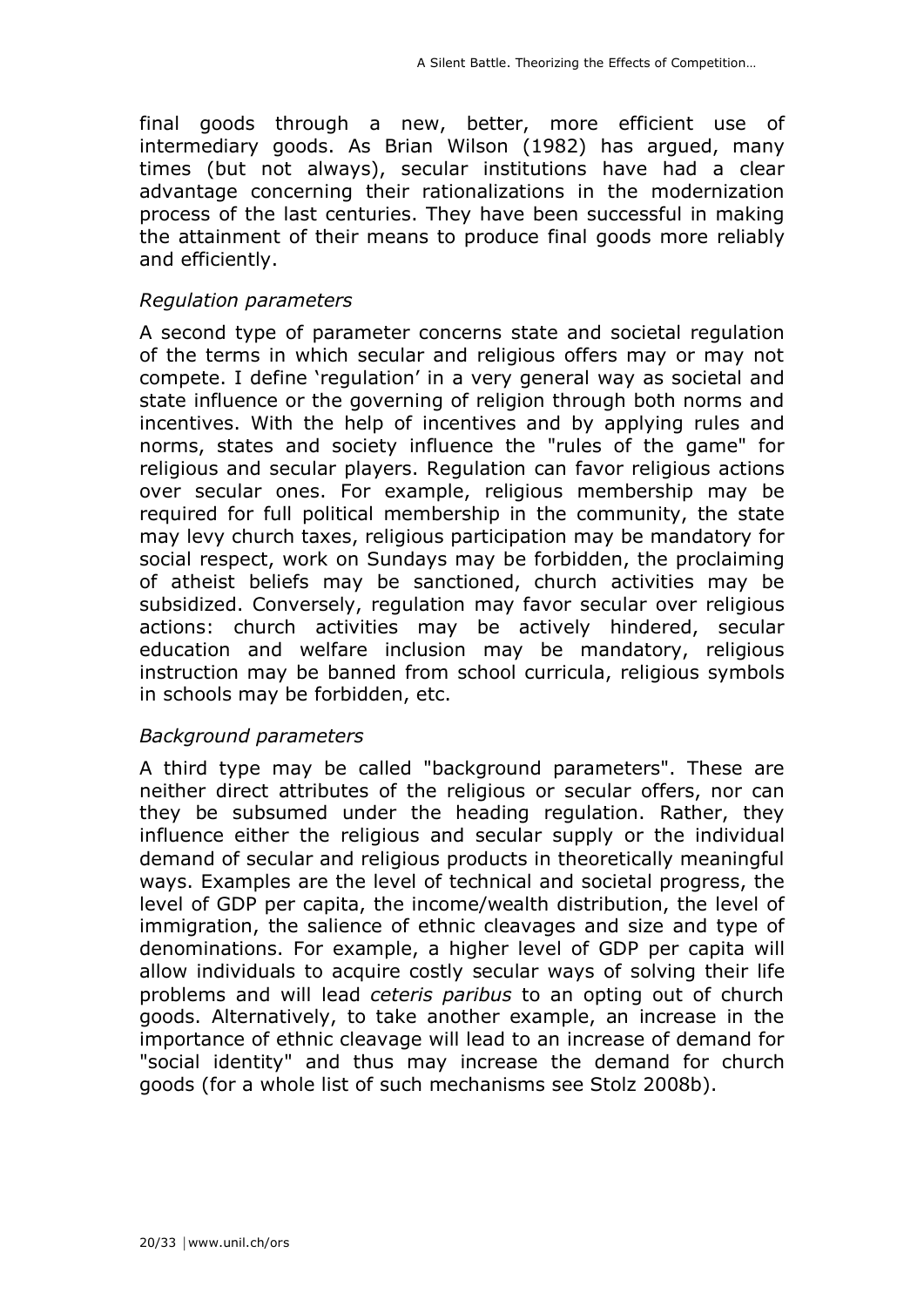final goods through a new, better, more efficient use of intermediary goods. As Brian Wilson (1982) has argued, many times (but not always), secular institutions have had a clear advantage concerning their rationalizations in the modernization process of the last centuries. They have been successful in making the attainment of their means to produce final goods more reliably and efficiently.

*Regulation parameters*

A second type of parameter concerns state and societal regulation of the terms in which secular and religious offers may or may not compete. I define 'regulation' in a very general way as societal and state influence or the governing of religion through both norms and incentives. With the help of incentives and by applying rules and norms, states and society influence the "rules of the game" for religious and secular players. Regulation can favor religious actions over secular ones. For example, religious membership may be required for full political membership in the community, the state may levy church taxes, religious participation may be mandatory for social respect, work on Sundays may be forbidden, the proclaiming of atheist beliefs may be sanctioned, church activities may be subsidized. Conversely, regulation may favor secular over religious actions: church activities may be actively hindered, secular education and welfare inclusion may be mandatory, religious instruction may be banned from school curricula, religious symbols in schools may be forbidden, etc.

*Background parameters*

A third type may be called "background parameters". These are neither direct attributes of the religious or secular offers, nor can they be subsumed under the heading regulation. Rather, they influence either the religious and secular supply or the individual demand of secular and religious products in theoretically meaningful ways. Examples are the level of technical and societal progress, the level of GDP per capita, the income/wealth distribution, the level of immigration, the salience of ethnic cleavages and size and type of denominations. For example, a higher level of GDP per capita will allow individuals to acquire costly secular ways of solving their life problems and will lead *ceteris paribus* to an opting out of church goods. Alternatively, to take another example, an increase in the importance of ethnic cleavage will lead to an increase of demand for "social identity" and thus may increase the demand for church goods (for a whole list of such mechanisms see Stolz 2008b).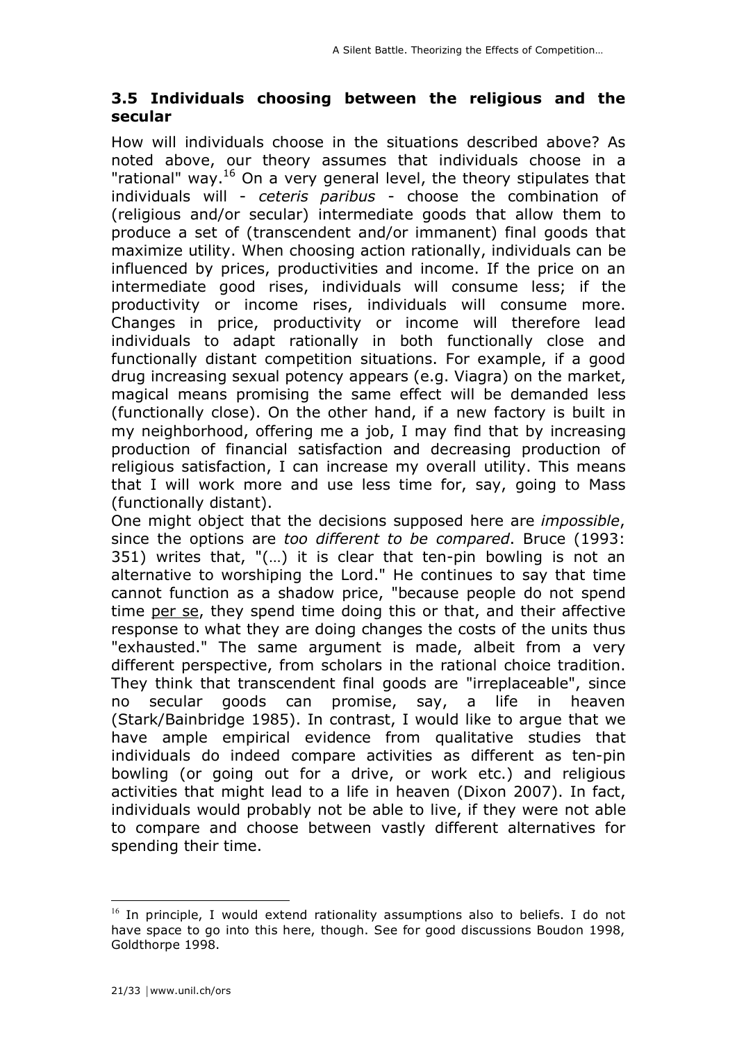### 3.5 Individuals choosing between the religious and the secular

How will individuals choose in the situations described above? As noted above, our theory assumes that individuals choose in a "rational" way.[16] On a very general level, the theory stipulates that individuals will - *ceteris paribus* - choose the combination of (religious and/or secular) intermediate goods that allow them to produce a set of (transcendent and/or immanent) final goods that maximize utility. When choosing action rationally, individuals can be influenced by prices, productivities and income. If the price on an intermediate good rises, individuals will consume less; if the productivity or income rises, individuals will consume more. Changes in price, productivity or income will therefore lead individuals to adapt rationally in both functionally close and functionally distant competition situations. For example, if a good drug increasing sexual potency appears (e.g. Viagra) on the market, magical means promising the same effect will be demanded less (functionally close). On the other hand, if a new factory is built in my neighborhood, offering me a job, I may find that by increasing production of financial satisfaction and decreasing production of religious satisfaction, I can increase my overall utility. This means that I will work more and use less time for, say, going to Mass (functionally distant).

One might object that the decisions supposed here are *impossible*, since the options are *too different to be compared*. Bruce (1993: 351) writes that, "(…) it is clear that ten-pin bowling is not an alternative to worshiping the Lord." He continues to say that time cannot function as a shadow price, "because people do not spend time per se, they spend time doing this or that, and their affective response to what they are doing changes the costs of the units thus "exhausted." The same argument is made, albeit from a very different perspective, from scholars in the rational choice tradition. They think that transcendent final goods are "irreplaceable", since no secular goods can promise, say, a life in heaven (Stark/Bainbridge 1985). In contrast, I would like to argue that we have ample empirical evidence from qualitative studies that individuals do indeed compare activities as different as ten-pin bowling (or going out for a drive, or work etc.) and religious activities that might lead to a life in heaven (Dixon 2007). In fact, individuals would probably not be able to live, if they were not able to compare and choose between vastly different alternatives for spending their time.

---

[16] In principle, I would extend rationality assumptions also to beliefs. I do not have space to go into this here, though. See for good discussions Boudon 1998, Goldthorpe 1998.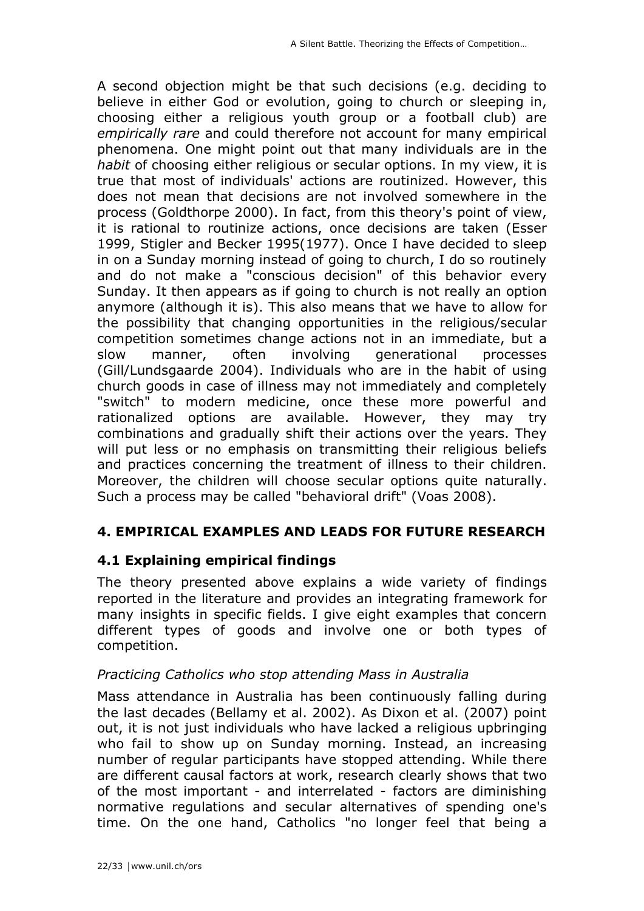A second objection might be that such decisions (e.g. deciding to believe in either God or evolution, going to church or sleeping in, choosing either a religious youth group or a football club) are *empirically rare* and could therefore not account for many empirical phenomena. One might point out that many individuals are in the *habit* of choosing either religious or secular options. In my view, it is true that most of individuals' actions are routinized. However, this does not mean that decisions are not involved somewhere in the process (Goldthorpe 2000). In fact, from this theory's point of view, it is rational to routinize actions, once decisions are taken (Esser 1999, Stigler and Becker 1995(1977). Once I have decided to sleep in on a Sunday morning instead of going to church, I do so routinely and do not make a "conscious decision" of this behavior every Sunday. It then appears as if going to church is not really an option anymore (although it is). This also means that we have to allow for the possibility that changing opportunities in the religious/secular competition sometimes change actions not in an immediate, but a slow manner, often involving generational processes (Gill/Lundsgaarde 2004). Individuals who are in the habit of using church goods in case of illness may not immediately and completely "switch" to modern medicine, once these more powerful and rationalized options are available. However, they may try combinations and gradually shift their actions over the years. They will put less or no emphasis on transmitting their religious beliefs and practices concerning the treatment of illness to their children. Moreover, the children will choose secular options quite naturally. Such a process may be called "behavioral drift" (Voas 2008).

## 4. EMPIRICAL EXAMPLES AND LEADS FOR FUTURE RESEARCH

### 4.1 Explaining empirical findings

The theory presented above explains a wide variety of findings reported in the literature and provides an integrating framework for many insights in specific fields. I give eight examples that concern different types of goods and involve one or both types of competition.

*Practicing Catholics who stop attending Mass in Australia*

Mass attendance in Australia has been continuously falling during the last decades (Bellamy et al. 2002). As Dixon et al. (2007) point out, it is not just individuals who have lacked a religious upbringing who fail to show up on Sunday morning. Instead, an increasing number of regular participants have stopped attending. While there are different causal factors at work, research clearly shows that two of the most important - and interrelated - factors are diminishing normative regulations and secular alternatives of spending one's time. On the one hand, Catholics "no longer feel that being a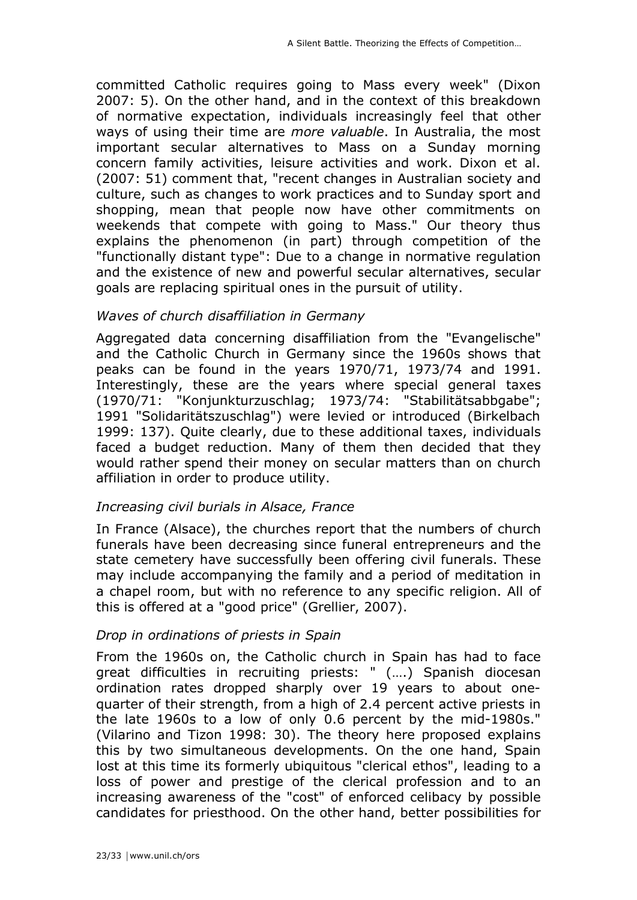committed Catholic requires going to Mass every week" (Dixon 2007: 5). On the other hand, and in the context of this breakdown of normative expectation, individuals increasingly feel that other ways of using their time are *more valuable*. In Australia, the most important secular alternatives to Mass on a Sunday morning concern family activities, leisure activities and work. Dixon et al. (2007: 51) comment that, "recent changes in Australian society and culture, such as changes to work practices and to Sunday sport and shopping, mean that people now have other commitments on weekends that compete with going to Mass." Our theory thus explains the phenomenon (in part) through competition of the "functionally distant type": Due to a change in normative regulation and the existence of new and powerful secular alternatives, secular goals are replacing spiritual ones in the pursuit of utility.

*Waves of church disaffiliation in Germany*

Aggregated data concerning disaffiliation from the "Evangelische" and the Catholic Church in Germany since the 1960s shows that peaks can be found in the years 1970/71, 1973/74 and 1991. Interestingly, these are the years where special general taxes (1970/71: "Konjunkturzuschlag; 1973/74: "Stabilitätsabbgabe"; 1991 "Solidaritätszuschlag") were levied or introduced (Birkelbach 1999: 137). Quite clearly, due to these additional taxes, individuals faced a budget reduction. Many of them then decided that they would rather spend their money on secular matters than on church affiliation in order to produce utility.

*Increasing civil burials in Alsace, France*

In France (Alsace), the churches report that the numbers of church funerals have been decreasing since funeral entrepreneurs and the state cemetery have successfully been offering civil funerals. These may include accompanying the family and a period of meditation in a chapel room, but with no reference to any specific religion. All of this is offered at a "good price" (Grellier, 2007).

*Drop in ordinations of priests in Spain*

From the 1960s on, the Catholic church in Spain has had to face great difficulties in recruiting priests: " (….) Spanish diocesan ordination rates dropped sharply over 19 years to about one-quarter of their strength, from a high of 2.4 percent active priests in the late 1960s to a low of only 0.6 percent by the mid-1980s." (Vilarino and Tizon 1998: 30). The theory here proposed explains this by two simultaneous developments. On the one hand, Spain lost at this time its formerly ubiquitous "clerical ethos", leading to a loss of power and prestige of the clerical profession and to an increasing awareness of the "cost" of enforced celibacy by possible candidates for priesthood. On the other hand, better possibilities for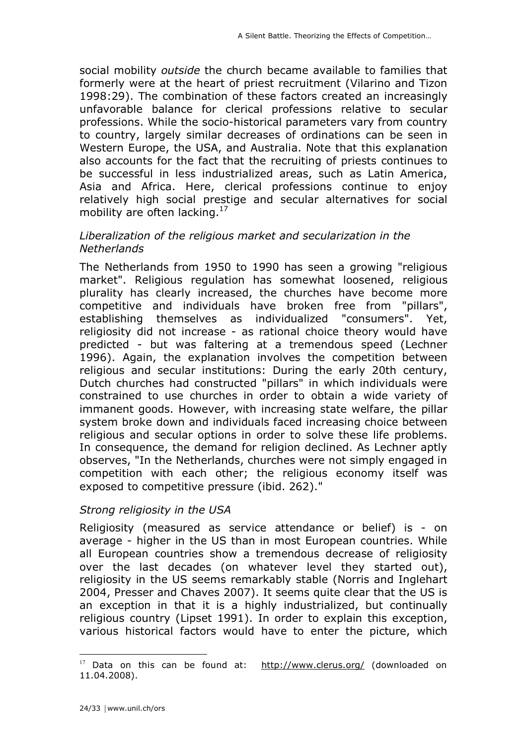social mobility *outside* the church became available to families that formerly were at the heart of priest recruitment (Vilarino and Tizon 1998:29). The combination of these factors created an increasingly unfavorable balance for clerical professions relative to secular professions. While the socio-historical parameters vary from country to country, largely similar decreases of ordinations can be seen in Western Europe, the USA, and Australia. Note that this explanation also accounts for the fact that the recruiting of priests continues to be successful in less industrialized areas, such as Latin America, Asia and Africa. Here, clerical professions continue to enjoy relatively high social prestige and secular alternatives for social mobility are often lacking.[17]

### *Liberalization of the religious market and secularization in the Netherlands*

The Netherlands from 1950 to 1990 has seen a growing "religious market". Religious regulation has somewhat loosened, religious plurality has clearly increased, the churches have become more competitive and individuals have broken free from "pillars", establishing themselves as individualized "consumers". Yet, religiosity did not increase - as rational choice theory would have predicted - but was faltering at a tremendous speed (Lechner 1996). Again, the explanation involves the competition between religious and secular institutions: During the early 20th century, Dutch churches had constructed "pillars" in which individuals were constrained to use churches in order to obtain a wide variety of immanent goods. However, with increasing state welfare, the pillar system broke down and individuals faced increasing choice between religious and secular options in order to solve these life problems. In consequence, the demand for religion declined. As Lechner aptly observes, "In the Netherlands, churches were not simply engaged in competition with each other; the religious economy itself was exposed to competitive pressure (ibid. 262)."

### *Strong religiosity in the USA*

Religiosity (measured as service attendance or belief) is - on average - higher in the US than in most European countries. While all European countries show a tremendous decrease of religiosity over the last decades (on whatever level they started out), religiosity in the US seems remarkably stable (Norris and Inglehart 2004, Presser and Chaves 2007). It seems quite clear that the US is an exception in that it is a highly industrialized, but continually religious country (Lipset 1991). In order to explain this exception, various historical factors would have to enter the picture, which

---

[17] Data on this can be found at: http://www.clerus.org/ (downloaded on 11.04.2008).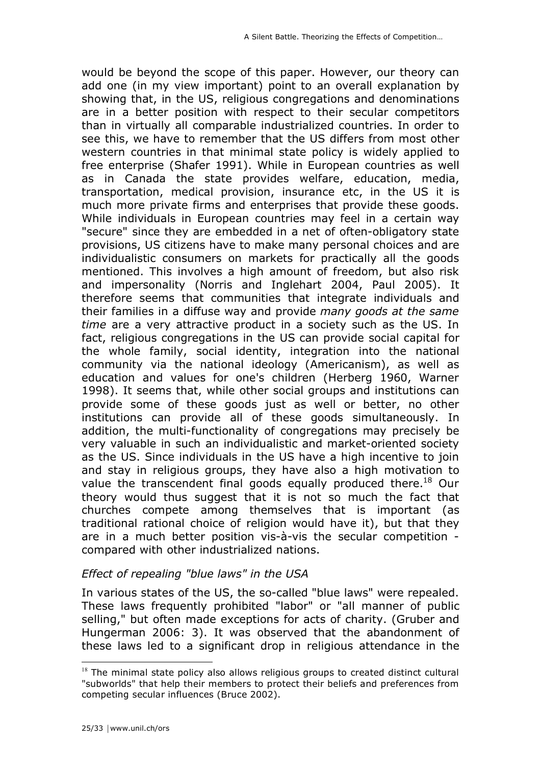would be beyond the scope of this paper. However, our theory can add one (in my view important) point to an overall explanation by showing that, in the US, religious congregations and denominations are in a better position with respect to their secular competitors than in virtually all comparable industrialized countries. In order to see this, we have to remember that the US differs from most other western countries in that minimal state policy is widely applied to free enterprise (Shafer 1991). While in European countries as well as in Canada the state provides welfare, education, media, transportation, medical provision, insurance etc, in the US it is much more private firms and enterprises that provide these goods. While individuals in European countries may feel in a certain way "secure" since they are embedded in a net of often-obligatory state provisions, US citizens have to make many personal choices and are individualistic consumers on markets for practically all the goods mentioned. This involves a high amount of freedom, but also risk and impersonality (Norris and Inglehart 2004, Paul 2005). It therefore seems that communities that integrate individuals and their families in a diffuse way and provide *many goods at the same time* are a very attractive product in a society such as the US. In fact, religious congregations in the US can provide social capital for the whole family, social identity, integration into the national community via the national ideology (Americanism), as well as education and values for one's children (Herberg 1960, Warner 1998). It seems that, while other social groups and institutions can provide some of these goods just as well or better, no other institutions can provide all of these goods simultaneously. In addition, the multi-functionality of congregations may precisely be very valuable in such an individualistic and market-oriented society as the US. Since individuals in the US have a high incentive to join and stay in religious groups, they have also a high motivation to value the transcendent final goods equally produced there.[18] Our theory would thus suggest that it is not so much the fact that churches compete among themselves that is important (as traditional rational choice of religion would have it), but that they are in a much better position vis-à-vis the secular competition - compared with other industrialized nations.

*Effect of repealing "blue laws" in the USA*

In various states of the US, the so-called "blue laws" were repealed. These laws frequently prohibited "labor" or "all manner of public selling," but often made exceptions for acts of charity. (Gruber and Hungerman 2006: 3). It was observed that the abandonment of these laws led to a significant drop in religious attendance in the

[18] The minimal state policy also allows religious groups to created distinct cultural "subworlds" that help their members to protect their beliefs and preferences from competing secular influences (Bruce 2002).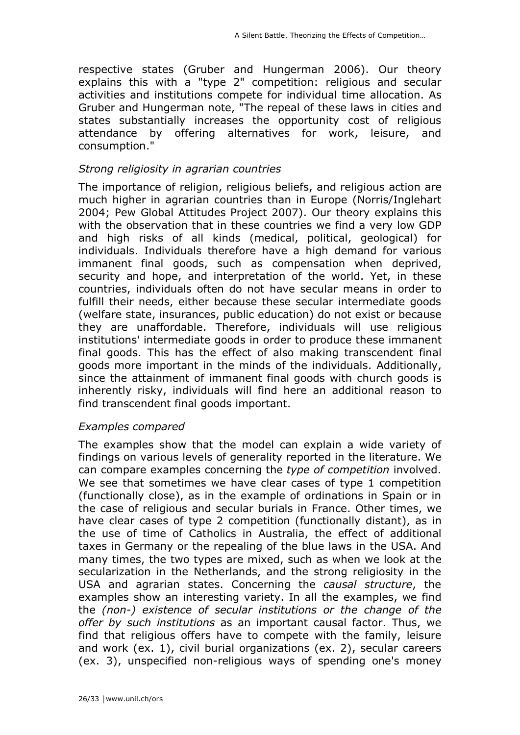respective states (Gruber and Hungerman 2006). Our theory explains this with a "type 2" competition: religious and secular activities and institutions compete for individual time allocation. As Gruber and Hungerman note, "The repeal of these laws in cities and states substantially increases the opportunity cost of religious attendance by offering alternatives for work, leisure, and consumption."

*Strong religiosity in agrarian countries*

The importance of religion, religious beliefs, and religious action are much higher in agrarian countries than in Europe (Norris/Inglehart 2004; Pew Global Attitudes Project 2007). Our theory explains this with the observation that in these countries we find a very low GDP and high risks of all kinds (medical, political, geological) for individuals. Individuals therefore have a high demand for various immanent final goods, such as compensation when deprived, security and hope, and interpretation of the world. Yet, in these countries, individuals often do not have secular means in order to fulfill their needs, either because these secular intermediate goods (welfare state, insurances, public education) do not exist or because they are unaffordable. Therefore, individuals will use religious institutions' intermediate goods in order to produce these immanent final goods. This has the effect of also making transcendent final goods more important in the minds of the individuals. Additionally, since the attainment of immanent final goods with church goods is inherently risky, individuals will find here an additional reason to find transcendent final goods important.

*Examples compared*

The examples show that the model can explain a wide variety of findings on various levels of generality reported in the literature. We can compare examples concerning the *type of competition* involved. We see that sometimes we have clear cases of type 1 competition (functionally close), as in the example of ordinations in Spain or in the case of religious and secular burials in France. Other times, we have clear cases of type 2 competition (functionally distant), as in the use of time of Catholics in Australia, the effect of additional taxes in Germany or the repealing of the blue laws in the USA. And many times, the two types are mixed, such as when we look at the secularization in the Netherlands, and the strong religiosity in the USA and agrarian states. Concerning the *causal structure*, the examples show an interesting variety. In all the examples, we find the *(non-) existence of secular institutions or the change of the offer by such institutions* as an important causal factor. Thus, we find that religious offers have to compete with the family, leisure and work (ex. 1), civil burial organizations (ex. 2), secular careers (ex. 3), unspecified non-religious ways of spending one's money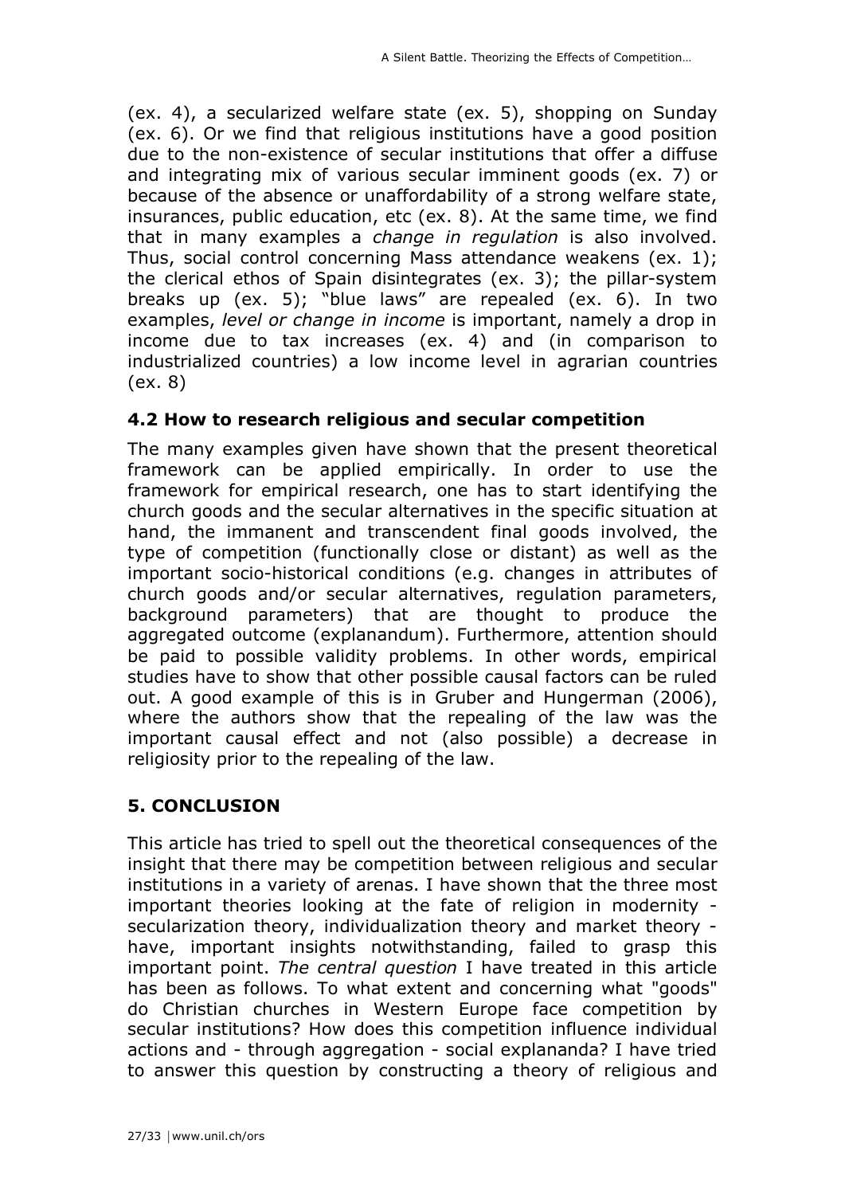(ex. 4), a secularized welfare state (ex. 5), shopping on Sunday (ex. 6). Or we find that religious institutions have a good position due to the non-existence of secular institutions that offer a diffuse and integrating mix of various secular imminent goods (ex. 7) or because of the absence or unaffordability of a strong welfare state, insurances, public education, etc (ex. 8). At the same time, we find that in many examples a *change in regulation* is also involved. Thus, social control concerning Mass attendance weakens (ex. 1); the clerical ethos of Spain disintegrates (ex. 3); the pillar-system breaks up (ex. 5); "blue laws" are repealed (ex. 6). In two examples, *level or change in income* is important, namely a drop in income due to tax increases (ex. 4) and (in comparison to industrialized countries) a low income level in agrarian countries (ex. 8)

### 4.2 How to research religious and secular competition

The many examples given have shown that the present theoretical framework can be applied empirically. In order to use the framework for empirical research, one has to start identifying the church goods and the secular alternatives in the specific situation at hand, the immanent and transcendent final goods involved, the type of competition (functionally close or distant) as well as the important socio-historical conditions (e.g. changes in attributes of church goods and/or secular alternatives, regulation parameters, background parameters) that are thought to produce the aggregated outcome (explanandum). Furthermore, attention should be paid to possible validity problems. In other words, empirical studies have to show that other possible causal factors can be ruled out. A good example of this is in Gruber and Hungerman (2006), where the authors show that the repealing of the law was the important causal effect and not (also possible) a decrease in religiosity prior to the repealing of the law.

## 5. CONCLUSION

This article has tried to spell out the theoretical consequences of the insight that there may be competition between religious and secular institutions in a variety of arenas. I have shown that the three most important theories looking at the fate of religion in modernity - secularization theory, individualization theory and market theory - have, important insights notwithstanding, failed to grasp this important point. *The central question* I have treated in this article has been as follows. To what extent and concerning what "goods" do Christian churches in Western Europe face competition by secular institutions? How does this competition influence individual actions and - through aggregation - social explananda? I have tried to answer this question by constructing a theory of religious and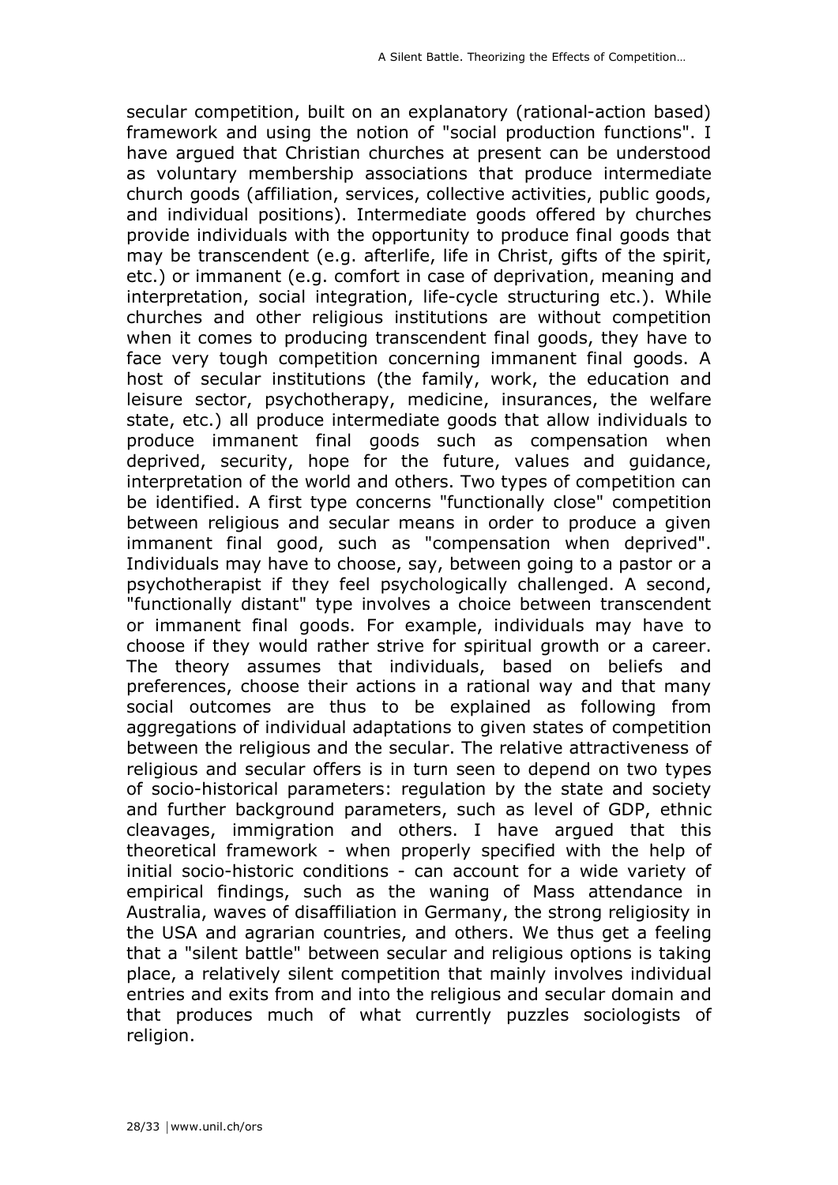secular competition, built on an explanatory (rational-action based) framework and using the notion of "social production functions". I have argued that Christian churches at present can be understood as voluntary membership associations that produce intermediate church goods (affiliation, services, collective activities, public goods, and individual positions). Intermediate goods offered by churches provide individuals with the opportunity to produce final goods that may be transcendent (e.g. afterlife, life in Christ, gifts of the spirit, etc.) or immanent (e.g. comfort in case of deprivation, meaning and interpretation, social integration, life-cycle structuring etc.). While churches and other religious institutions are without competition when it comes to producing transcendent final goods, they have to face very tough competition concerning immanent final goods. A host of secular institutions (the family, work, the education and leisure sector, psychotherapy, medicine, insurances, the welfare state, etc.) all produce intermediate goods that allow individuals to produce immanent final goods such as compensation when deprived, security, hope for the future, values and guidance, interpretation of the world and others. Two types of competition can be identified. A first type concerns "functionally close" competition between religious and secular means in order to produce a given immanent final good, such as "compensation when deprived". Individuals may have to choose, say, between going to a pastor or a psychotherapist if they feel psychologically challenged. A second, "functionally distant" type involves a choice between transcendent or immanent final goods. For example, individuals may have to choose if they would rather strive for spiritual growth or a career. The theory assumes that individuals, based on beliefs and preferences, choose their actions in a rational way and that many social outcomes are thus to be explained as following from aggregations of individual adaptations to given states of competition between the religious and the secular. The relative attractiveness of religious and secular offers is in turn seen to depend on two types of socio-historical parameters: regulation by the state and society and further background parameters, such as level of GDP, ethnic cleavages, immigration and others. I have argued that this theoretical framework - when properly specified with the help of initial socio-historic conditions - can account for a wide variety of empirical findings, such as the waning of Mass attendance in Australia, waves of disaffiliation in Germany, the strong religiosity in the USA and agrarian countries, and others. We thus get a feeling that a "silent battle" between secular and religious options is taking place, a relatively silent competition that mainly involves individual entries and exits from and into the religious and secular domain and that produces much of what currently puzzles sociologists of religion.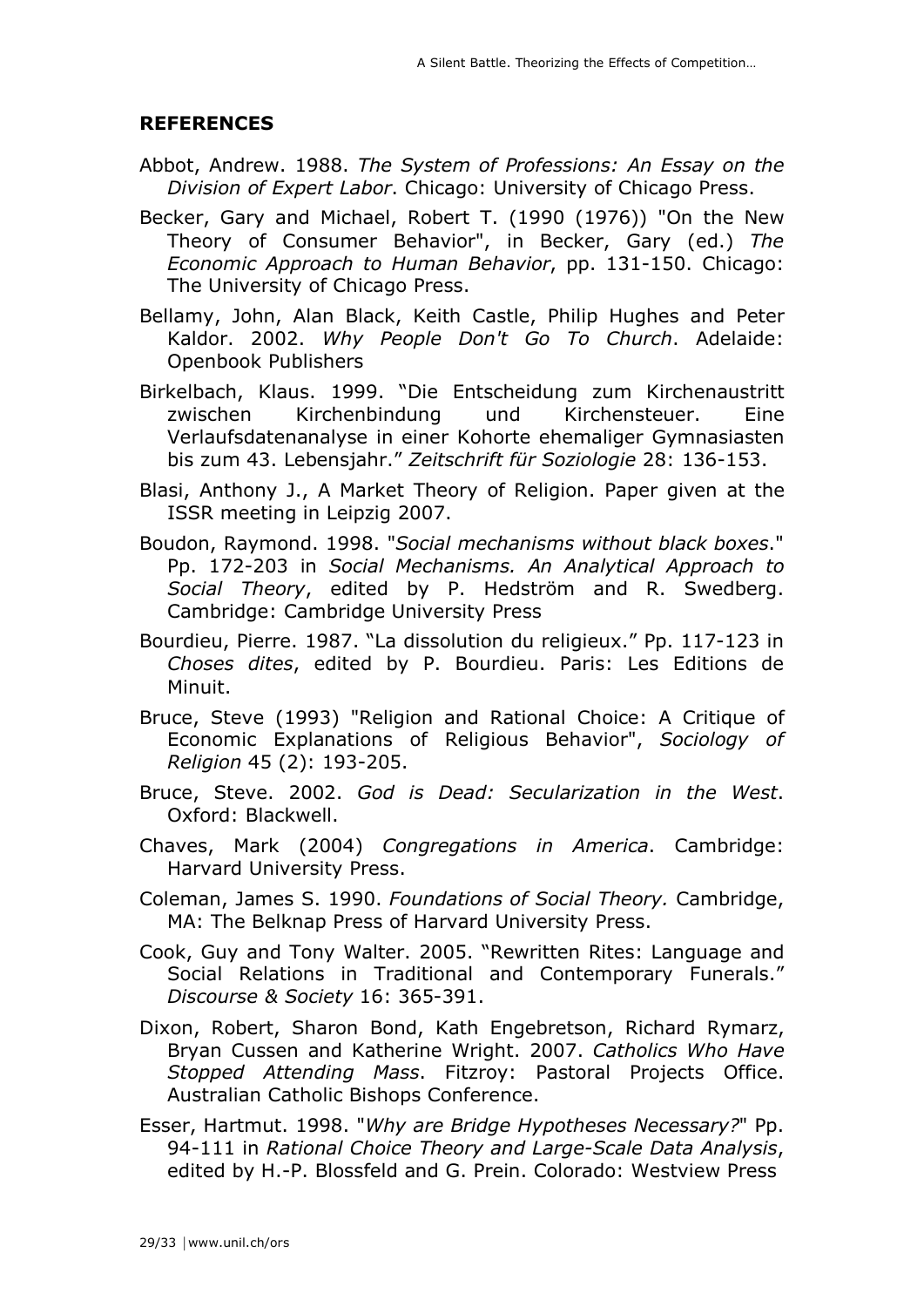## REFERENCES

Abbot, Andrew. 1988. *The System of Professions: An Essay on the Division of Expert Labor*. Chicago: University of Chicago Press.

Becker, Gary and Michael, Robert T. (1990 (1976)) "On the New Theory of Consumer Behavior", in Becker, Gary (ed.) *The Economic Approach to Human Behavior*, pp. 131-150. Chicago: The University of Chicago Press.

Bellamy, John, Alan Black, Keith Castle, Philip Hughes and Peter Kaldor. 2002. *Why People Don't Go To Church*. Adelaide: Openbook Publishers

Birkelbach, Klaus. 1999. "Die Entscheidung zum Kirchenaustritt zwischen Kirchenbindung und Kirchensteuer. Eine Verlaufsdatenanalyse in einer Kohorte ehemaliger Gymnasiasten bis zum 43. Lebensjahr." *Zeitschrift für Soziologie* 28: 136-153.

Blasi, Anthony J., A Market Theory of Religion. Paper given at the ISSR meeting in Leipzig 2007.

Boudon, Raymond. 1998. "*Social mechanisms without black boxes*." Pp. 172-203 in *Social Mechanisms. An Analytical Approach to Social Theory*, edited by P. Hedström and R. Swedberg. Cambridge: Cambridge University Press

Bourdieu, Pierre. 1987. "La dissolution du religieux." Pp. 117-123 in *Choses dites*, edited by P. Bourdieu. Paris: Les Editions de Minuit.

Bruce, Steve (1993) "Religion and Rational Choice: A Critique of Economic Explanations of Religious Behavior", *Sociology of Religion* 45 (2): 193-205.

Bruce, Steve. 2002. *God is Dead: Secularization in the West*. Oxford: Blackwell.

Chaves, Mark (2004) *Congregations in America*. Cambridge: Harvard University Press.

Coleman, James S. 1990. *Foundations of Social Theory.* Cambridge, MA: The Belknap Press of Harvard University Press.

Cook, Guy and Tony Walter. 2005. "Rewritten Rites: Language and Social Relations in Traditional and Contemporary Funerals." *Discourse & Society* 16: 365-391.

Dixon, Robert, Sharon Bond, Kath Engebretson, Richard Rymarz, Bryan Cussen and Katherine Wright. 2007. *Catholics Who Have Stopped Attending Mass*. Fitzroy: Pastoral Projects Office. Australian Catholic Bishops Conference.

Esser, Hartmut. 1998. "*Why are Bridge Hypotheses Necessary?*" Pp. 94-111 in *Rational Choice Theory and Large-Scale Data Analysis*, edited by H.-P. Blossfeld and G. Prein. Colorado: Westview Press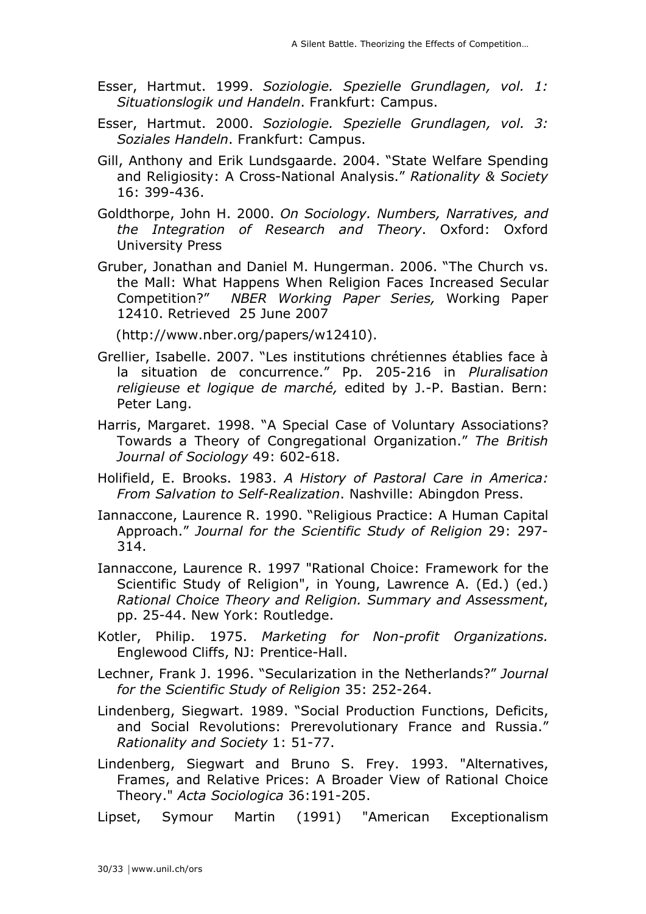Esser, Hartmut. 1999. *Soziologie. Spezielle Grundlagen, vol. 1: Situationslogik und Handeln*. Frankfurt: Campus.

Esser, Hartmut. 2000. *Soziologie. Spezielle Grundlagen, vol. 3: Soziales Handeln*. Frankfurt: Campus.

Gill, Anthony and Erik Lundsgaarde. 2004. "State Welfare Spending and Religiosity: A Cross-National Analysis." *Rationality & Society* 16: 399-436.

Goldthorpe, John H. 2000. *On Sociology. Numbers, Narratives, and the Integration of Research and Theory*. Oxford: Oxford University Press

Gruber, Jonathan and Daniel M. Hungerman. 2006. "The Church vs. the Mall: What Happens When Religion Faces Increased Secular Competition?" *NBER Working Paper Series,* Working Paper 12410. Retrieved 25 June 2007

(http://www.nber.org/papers/w12410).

Grellier, Isabelle. 2007. "Les institutions chrétiennes établies face à la situation de concurrence." Pp. 205-216 in *Pluralisation religieuse et logique de marché,* edited by J.-P. Bastian. Bern: Peter Lang.

Harris, Margaret. 1998. "A Special Case of Voluntary Associations? Towards a Theory of Congregational Organization." *The British Journal of Sociology* 49: 602-618.

Holifield, E. Brooks. 1983. *A History of Pastoral Care in America: From Salvation to Self-Realization*. Nashville: Abingdon Press.

Iannaccone, Laurence R. 1990. "Religious Practice: A Human Capital Approach." *Journal for the Scientific Study of Religion* 29: 297-314.

Iannaccone, Laurence R. 1997 "Rational Choice: Framework for the Scientific Study of Religion", in Young, Lawrence A. (Ed.) (ed.) *Rational Choice Theory and Religion. Summary and Assessment*, pp. 25-44. New York: Routledge.

Kotler, Philip. 1975. *Marketing for Non-profit Organizations.* Englewood Cliffs, NJ: Prentice-Hall.

Lechner, Frank J. 1996. "Secularization in the Netherlands?" *Journal for the Scientific Study of Religion* 35: 252-264.

Lindenberg, Siegwart. 1989. "Social Production Functions, Deficits, and Social Revolutions: Prerevolutionary France and Russia." *Rationality and Society* 1: 51-77.

Lindenberg, Siegwart and Bruno S. Frey. 1993. "Alternatives, Frames, and Relative Prices: A Broader View of Rational Choice Theory." *Acta Sociologica* 36:191-205.

Lipset, Symour Martin (1991) "American Exceptionalism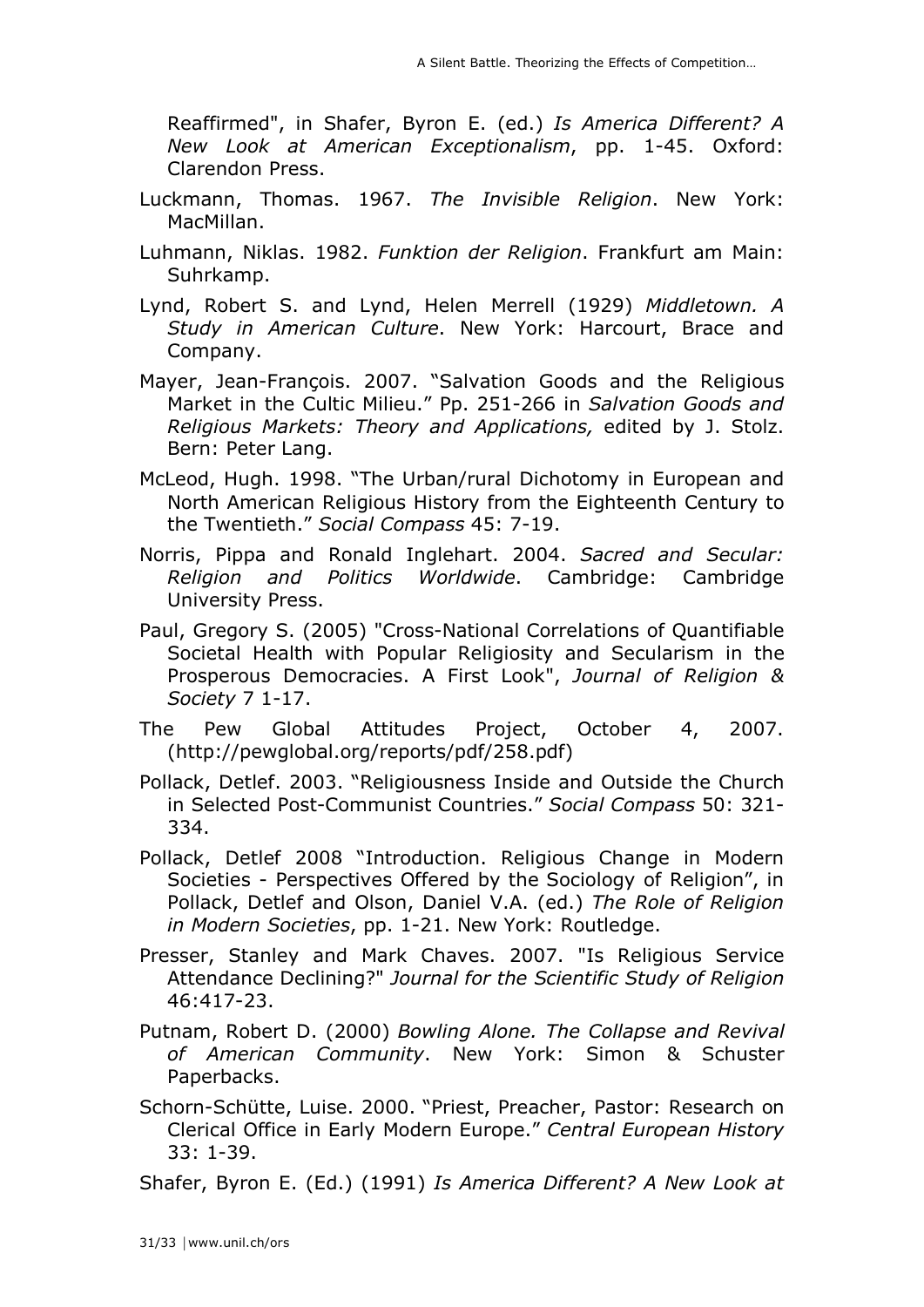Reaffirmed", in Shafer, Byron E. (ed.) *Is America Different? A New Look at American Exceptionalism*, pp. 1-45. Oxford: Clarendon Press.

Luckmann, Thomas. 1967. *The Invisible Religion*. New York: MacMillan.

Luhmann, Niklas. 1982. *Funktion der Religion*. Frankfurt am Main: Suhrkamp.

Lynd, Robert S. and Lynd, Helen Merrell (1929) *Middletown. A Study in American Culture*. New York: Harcourt, Brace and Company.

Mayer, Jean-François. 2007. "Salvation Goods and the Religious Market in the Cultic Milieu." Pp. 251-266 in *Salvation Goods and Religious Markets: Theory and Applications,* edited by J. Stolz. Bern: Peter Lang.

McLeod, Hugh. 1998. "The Urban/rural Dichotomy in European and North American Religious History from the Eighteenth Century to the Twentieth." *Social Compass* 45: 7-19.

Norris, Pippa and Ronald Inglehart. 2004. *Sacred and Secular: Religion and Politics Worldwide*. Cambridge: Cambridge University Press.

Paul, Gregory S. (2005) "Cross-National Correlations of Quantifiable Societal Health with Popular Religiosity and Secularism in the Prosperous Democracies. A First Look", *Journal of Religion & Society* 7 1-17.

The Pew Global Attitudes Project, October 4, 2007. (http://pewglobal.org/reports/pdf/258.pdf)

Pollack, Detlef. 2003. "Religiousness Inside and Outside the Church in Selected Post-Communist Countries." *Social Compass* 50: 321-334.

Pollack, Detlef 2008 "Introduction. Religious Change in Modern Societies - Perspectives Offered by the Sociology of Religion", in Pollack, Detlef and Olson, Daniel V.A. (ed.) *The Role of Religion in Modern Societies*, pp. 1-21. New York: Routledge.

Presser, Stanley and Mark Chaves. 2007. "Is Religious Service Attendance Declining?" *Journal for the Scientific Study of Religion* 46:417-23.

Putnam, Robert D. (2000) *Bowling Alone. The Collapse and Revival of American Community*. New York: Simon & Schuster Paperbacks.

Schorn-Schütte, Luise. 2000. "Priest, Preacher, Pastor: Research on Clerical Office in Early Modern Europe." *Central European History* 33: 1-39.

Shafer, Byron E. (Ed.) (1991) *Is America Different? A New Look at*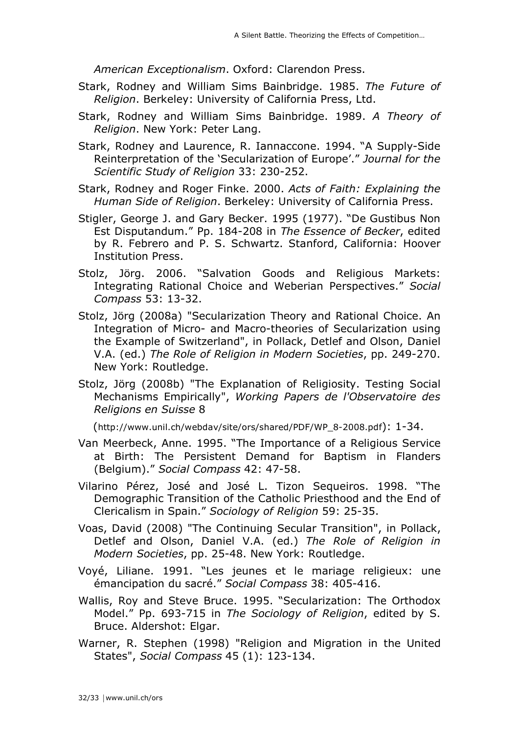*American Exceptionalism*. Oxford: Clarendon Press.

Stark, Rodney and William Sims Bainbridge. 1985. *The Future of Religion*. Berkeley: University of California Press, Ltd.

Stark, Rodney and William Sims Bainbridge. 1989. *A Theory of Religion*. New York: Peter Lang.

Stark, Rodney and Laurence, R. Iannaccone. 1994. "A Supply-Side Reinterpretation of the 'Secularization of Europe'." *Journal for the Scientific Study of Religion* 33: 230-252.

Stark, Rodney and Roger Finke. 2000. *Acts of Faith: Explaining the Human Side of Religion*. Berkeley: University of California Press.

Stigler, George J. and Gary Becker. 1995 (1977). "De Gustibus Non Est Disputandum." Pp. 184-208 in *The Essence of Becker*, edited by R. Febrero and P. S. Schwartz. Stanford, California: Hoover Institution Press.

Stolz, Jörg. 2006. "Salvation Goods and Religious Markets: Integrating Rational Choice and Weberian Perspectives." *Social Compass* 53: 13-32.

Stolz, Jörg (2008a) "Secularization Theory and Rational Choice. An Integration of Micro- and Macro-theories of Secularization using the Example of Switzerland", in Pollack, Detlef and Olson, Daniel V.A. (ed.) *The Role of Religion in Modern Societies*, pp. 249-270. New York: Routledge.

Stolz, Jörg (2008b) "The Explanation of Religiosity. Testing Social Mechanisms Empirically", *Working Papers de l'Observatoire des Religions en Suisse* 8 (http://www.unil.ch/webdav/site/ors/shared/PDF/WP_8-2008.pdf): 1-34.

Van Meerbeck, Anne. 1995. "The Importance of a Religious Service at Birth: The Persistent Demand for Baptism in Flanders (Belgium)." *Social Compass* 42: 47-58.

Vilarino Pérez, José and José L. Tizon Sequeiros. 1998. "The Demographic Transition of the Catholic Priesthood and the End of Clericalism in Spain." *Sociology of Religion* 59: 25-35.

Voas, David (2008) "The Continuing Secular Transition", in Pollack, Detlef and Olson, Daniel V.A. (ed.) *The Role of Religion in Modern Societies*, pp. 25-48. New York: Routledge.

Voyé, Liliane. 1991. "Les jeunes et le mariage religieux: une émancipation du sacré." *Social Compass* 38: 405-416.

Wallis, Roy and Steve Bruce. 1995. "Secularization: The Orthodox Model." Pp. 693-715 in *The Sociology of Religion*, edited by S. Bruce. Aldershot: Elgar.

Warner, R. Stephen (1998) "Religion and Migration in the United States", *Social Compass* 45 (1): 123-134.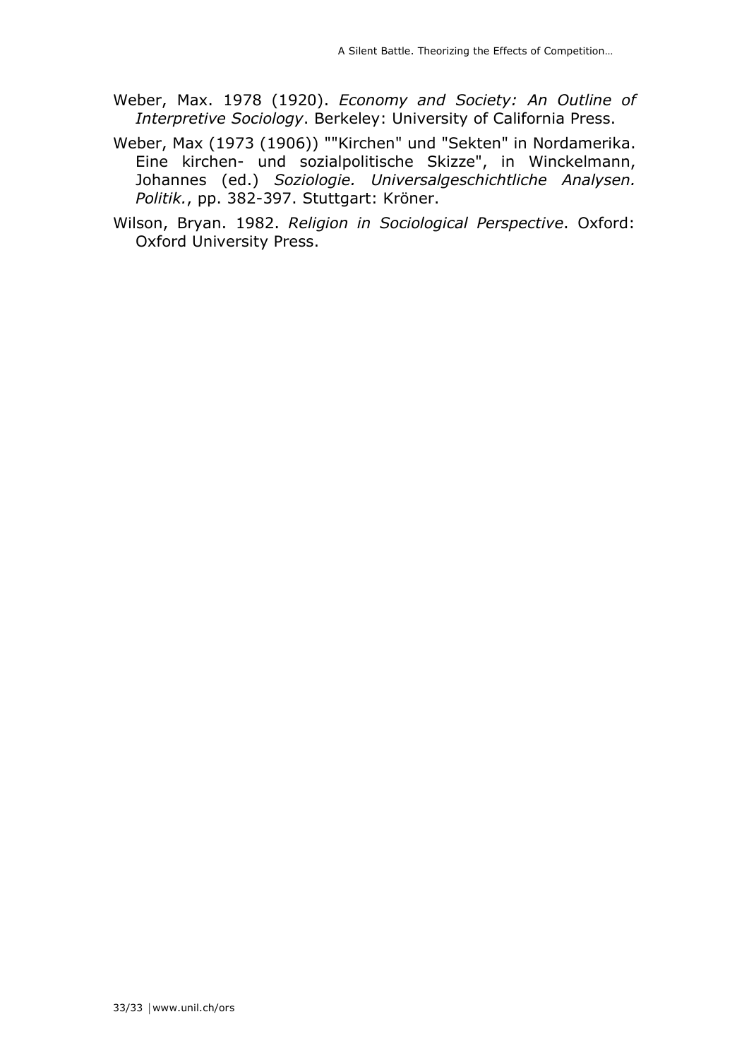Weber, Max. 1978 (1920). *Economy and Society: An Outline of Interpretive Sociology*. Berkeley: University of California Press.

Weber, Max (1973 (1906)) ""Kirchen" und "Sekten" in Nordamerika. Eine kirchen- und sozialpolitische Skizze", in Winckelmann, Johannes (ed.) *Soziologie. Universalgeschichtliche Analysen. Politik.*, pp. 382-397. Stuttgart: Kröner.

Wilson, Bryan. 1982. *Religion in Sociological Perspective*. Oxford: Oxford University Press.